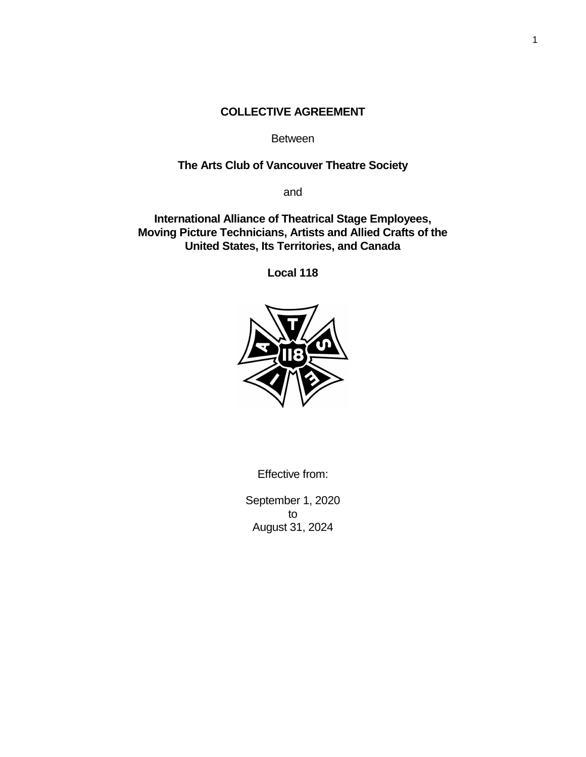# COLLECTIVE AGREEMENT

Between

**The Arts Club of Vancouver Theatre Society**

and

**International Alliance of Theatrical Stage Employees, Moving Picture Technicians, Artists and Allied Crafts of the United States, Its Territories, and Canada**

**Local 118**

Effective from:

September 1, 2020
to
August 31, 2024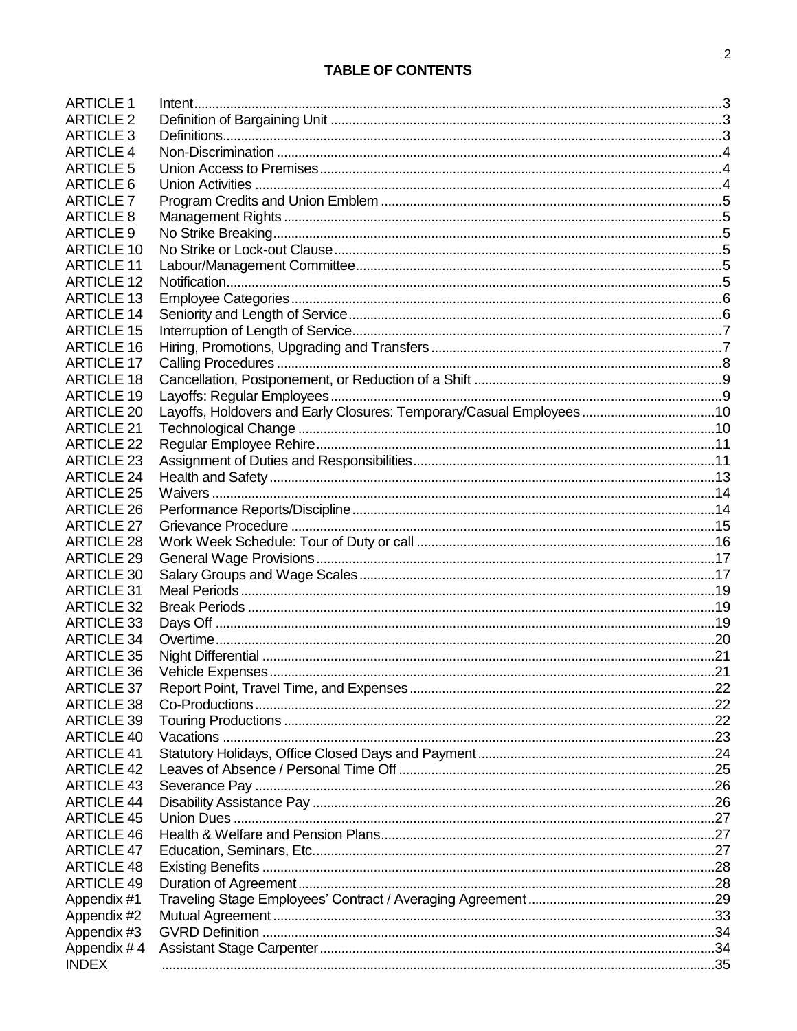# TABLE OF CONTENTS

| | | |
|---|---|---|
| ARTICLE 1 | Intent | 3 |
| ARTICLE 2 | Definition of Bargaining Unit | 3 |
| ARTICLE 3 | Definitions | 3 |
| ARTICLE 4 | Non-Discrimination | 4 |
| ARTICLE 5 | Union Access to Premises | 4 |
| ARTICLE 6 | Union Activities | 4 |
| ARTICLE 7 | Program Credits and Union Emblem | 5 |
| ARTICLE 8 | Management Rights | 5 |
| ARTICLE 9 | No Strike Breaking | 5 |
| ARTICLE 10 | No Strike or Lock-out Clause | 5 |
| ARTICLE 11 | Labour/Management Committee | 5 |
| ARTICLE 12 | Notification | 5 |
| ARTICLE 13 | Employee Categories | 6 |
| ARTICLE 14 | Seniority and Length of Service | 6 |
| ARTICLE 15 | Interruption of Length of Service | 7 |
| ARTICLE 16 | Hiring, Promotions, Upgrading and Transfers | 7 |
| ARTICLE 17 | Calling Procedures | 8 |
| ARTICLE 18 | Cancellation, Postponement, or Reduction of a Shift | 9 |
| ARTICLE 19 | Layoffs: Regular Employees | 9 |
| ARTICLE 20 | Layoffs, Holdovers and Early Closures: Temporary/Casual Employees | 10 |
| ARTICLE 21 | Technological Change | 10 |
| ARTICLE 22 | Regular Employee Rehire | 11 |
| ARTICLE 23 | Assignment of Duties and Responsibilities | 11 |
| ARTICLE 24 | Health and Safety | 13 |
| ARTICLE 25 | Waivers | 14 |
| ARTICLE 26 | Performance Reports/Discipline | 14 |
| ARTICLE 27 | Grievance Procedure | 15 |
| ARTICLE 28 | Work Week Schedule: Tour of Duty or call | 16 |
| ARTICLE 29 | General Wage Provisions | 17 |
| ARTICLE 30 | Salary Groups and Wage Scales | 17 |
| ARTICLE 31 | Meal Periods | 19 |
| ARTICLE 32 | Break Periods | 19 |
| ARTICLE 33 | Days Off | 19 |
| ARTICLE 34 | Overtime | 20 |
| ARTICLE 35 | Night Differential | 21 |
| ARTICLE 36 | Vehicle Expenses | 21 |
| ARTICLE 37 | Report Point, Travel Time, and Expenses | 22 |
| ARTICLE 38 | Co-Productions | 22 |
| ARTICLE 39 | Touring Productions | 22 |
| ARTICLE 40 | Vacations | 23 |
| ARTICLE 41 | Statutory Holidays, Office Closed Days and Payment | 24 |
| ARTICLE 42 | Leaves of Absence / Personal Time Off | 25 |
| ARTICLE 43 | Severance Pay | 26 |
| ARTICLE 44 | Disability Assistance Pay | 26 |
| ARTICLE 45 | Union Dues | 27 |
| ARTICLE 46 | Health & Welfare and Pension Plans | 27 |
| ARTICLE 47 | Education, Seminars, Etc. | 27 |
| ARTICLE 48 | Existing Benefits | 28 |
| ARTICLE 49 | Duration of Agreement | 28 |
| Appendix #1 | Traveling Stage Employees' Contract / Averaging Agreement | 29 |
| Appendix #2 | Mutual Agreement | 33 |
| Appendix #3 | GVRD Definition | 34 |
| Appendix # 4 | Assistant Stage Carpenter | 34 |
| INDEX | | 35 |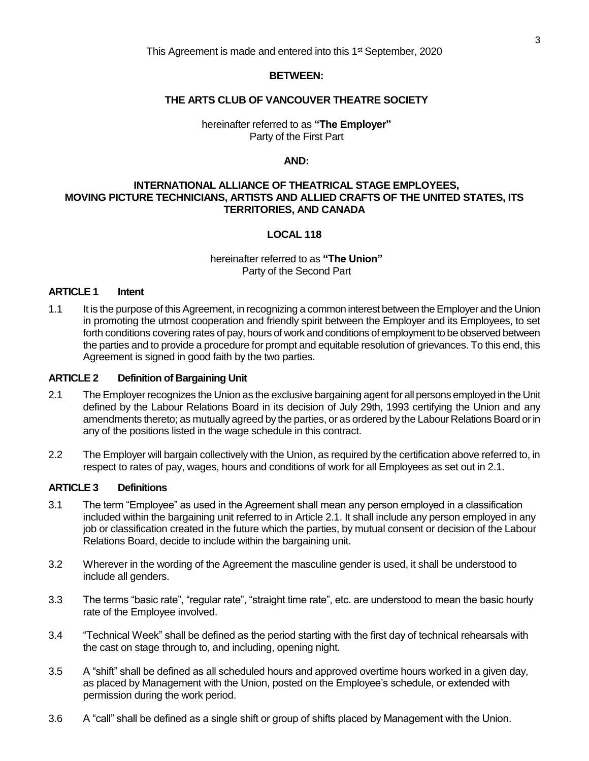This Agreement is made and entered into this 1st September, 2020

**BETWEEN:**

**THE ARTS CLUB OF VANCOUVER THEATRE SOCIETY**

hereinafter referred to as **"The Employer"**
Party of the First Part

**AND:**

**INTERNATIONAL ALLIANCE OF THEATRICAL STAGE EMPLOYEES, MOVING PICTURE TECHNICIANS, ARTISTS AND ALLIED CRAFTS OF THE UNITED STATES, ITS TERRITORIES, AND CANADA**

**LOCAL 118**

hereinafter referred to as **"The Union"**
Party of the Second Part

## ARTICLE 1 Intent

1.1 It is the purpose of this Agreement, in recognizing a common interest between the Employer and the Union in promoting the utmost cooperation and friendly spirit between the Employer and its Employees, to set forth conditions covering rates of pay, hours of work and conditions of employment to be observed between the parties and to provide a procedure for prompt and equitable resolution of grievances. To this end, this Agreement is signed in good faith by the two parties.

## ARTICLE 2 Definition of Bargaining Unit

2.1 The Employer recognizes the Union as the exclusive bargaining agent for all persons employed in the Unit defined by the Labour Relations Board in its decision of July 29th, 1993 certifying the Union and any amendments thereto; as mutually agreed by the parties, or as ordered by the Labour Relations Board or in any of the positions listed in the wage schedule in this contract.

2.2 The Employer will bargain collectively with the Union, as required by the certification above referred to, in respect to rates of pay, wages, hours and conditions of work for all Employees as set out in 2.1.

## ARTICLE 3 Definitions

3.1 The term "Employee" as used in the Agreement shall mean any person employed in a classification included within the bargaining unit referred to in Article 2.1. It shall include any person employed in any job or classification created in the future which the parties, by mutual consent or decision of the Labour Relations Board, decide to include within the bargaining unit.

3.2 Wherever in the wording of the Agreement the masculine gender is used, it shall be understood to include all genders.

3.3 The terms "basic rate", "regular rate", "straight time rate", etc. are understood to mean the basic hourly rate of the Employee involved.

3.4 "Technical Week" shall be defined as the period starting with the first day of technical rehearsals with the cast on stage through to, and including, opening night.

3.5 A "shift" shall be defined as all scheduled hours and approved overtime hours worked in a given day, as placed by Management with the Union, posted on the Employee's schedule, or extended with permission during the work period.

3.6 A "call" shall be defined as a single shift or group of shifts placed by Management with the Union.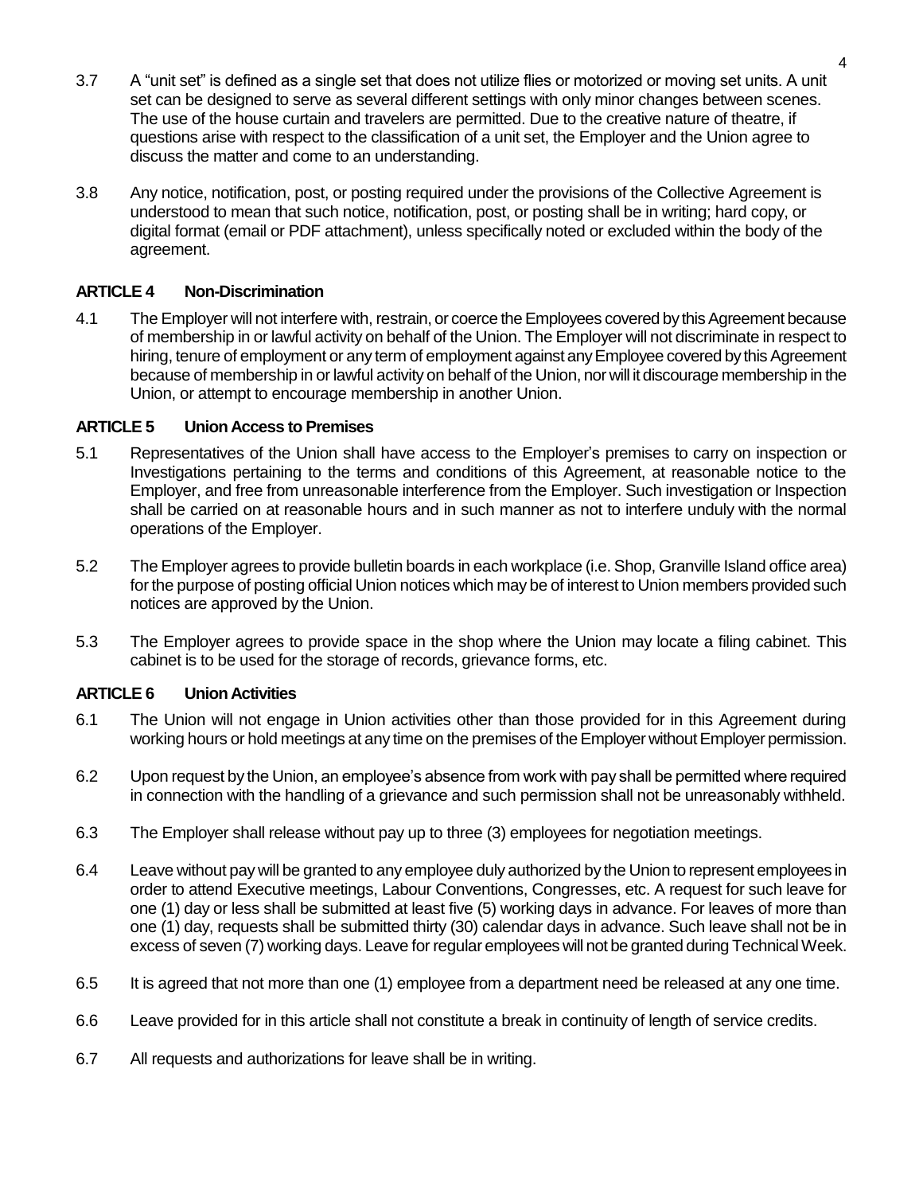3.7 A "unit set" is defined as a single set that does not utilize flies or motorized or moving set units. A unit set can be designed to serve as several different settings with only minor changes between scenes. The use of the house curtain and travelers are permitted. Due to the creative nature of theatre, if questions arise with respect to the classification of a unit set, the Employer and the Union agree to discuss the matter and come to an understanding.

3.8 Any notice, notification, post, or posting required under the provisions of the Collective Agreement is understood to mean that such notice, notification, post, or posting shall be in writing; hard copy, or digital format (email or PDF attachment), unless specifically noted or excluded within the body of the agreement.

## ARTICLE 4 Non-Discrimination

4.1 The Employer will not interfere with, restrain, or coerce the Employees covered by this Agreement because of membership in or lawful activity on behalf of the Union. The Employer will not discriminate in respect to hiring, tenure of employment or any term of employment against any Employee covered by this Agreement because of membership in or lawful activity on behalf of the Union, nor will it discourage membership in the Union, or attempt to encourage membership in another Union.

## ARTICLE 5 Union Access to Premises

5.1 Representatives of the Union shall have access to the Employer's premises to carry on inspection or Investigations pertaining to the terms and conditions of this Agreement, at reasonable notice to the Employer, and free from unreasonable interference from the Employer. Such investigation or Inspection shall be carried on at reasonable hours and in such manner as not to interfere unduly with the normal operations of the Employer.

5.2 The Employer agrees to provide bulletin boards in each workplace (i.e. Shop, Granville Island office area) for the purpose of posting official Union notices which may be of interest to Union members provided such notices are approved by the Union.

5.3 The Employer agrees to provide space in the shop where the Union may locate a filing cabinet. This cabinet is to be used for the storage of records, grievance forms, etc.

## ARTICLE 6 Union Activities

6.1 The Union will not engage in Union activities other than those provided for in this Agreement during working hours or hold meetings at any time on the premises of the Employer without Employer permission.

6.2 Upon request by the Union, an employee's absence from work with pay shall be permitted where required in connection with the handling of a grievance and such permission shall not be unreasonably withheld.

6.3 The Employer shall release without pay up to three (3) employees for negotiation meetings.

6.4 Leave without pay will be granted to any employee duly authorized by the Union to represent employees in order to attend Executive meetings, Labour Conventions, Congresses, etc. A request for such leave for one (1) day or less shall be submitted at least five (5) working days in advance. For leaves of more than one (1) day, requests shall be submitted thirty (30) calendar days in advance. Such leave shall not be in excess of seven (7) working days. Leave for regular employees will not be granted during Technical Week.

6.5 It is agreed that not more than one (1) employee from a department need be released at any one time.

6.6 Leave provided for in this article shall not constitute a break in continuity of length of service credits.

6.7 All requests and authorizations for leave shall be in writing.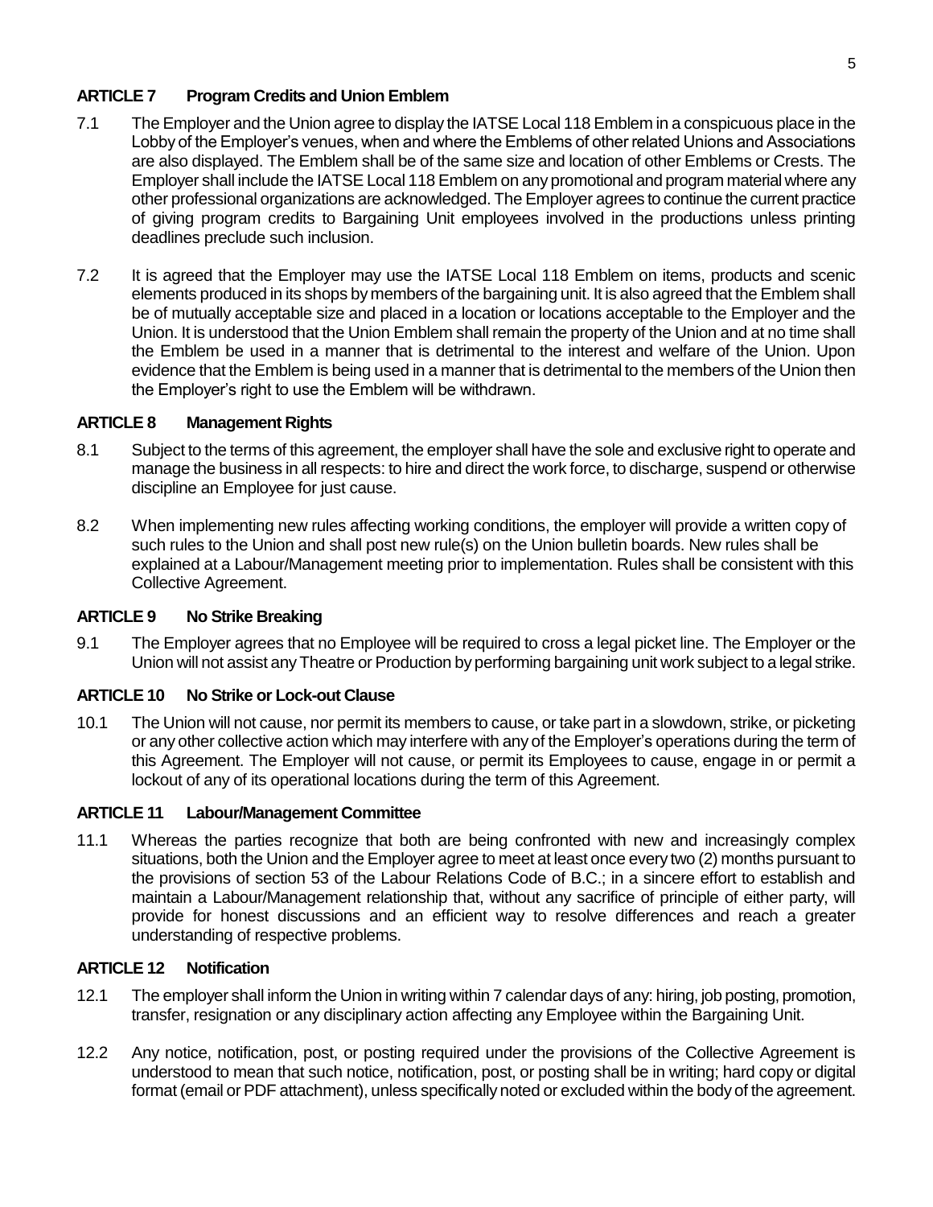## ARTICLE 7 Program Credits and Union Emblem

7.1 The Employer and the Union agree to display the IATSE Local 118 Emblem in a conspicuous place in the Lobby of the Employer's venues, when and where the Emblems of other related Unions and Associations are also displayed. The Emblem shall be of the same size and location of other Emblems or Crests. The Employer shall include the IATSE Local 118 Emblem on any promotional and program material where any other professional organizations are acknowledged. The Employer agrees to continue the current practice of giving program credits to Bargaining Unit employees involved in the productions unless printing deadlines preclude such inclusion.

7.2 It is agreed that the Employer may use the IATSE Local 118 Emblem on items, products and scenic elements produced in its shops by members of the bargaining unit. It is also agreed that the Emblem shall be of mutually acceptable size and placed in a location or locations acceptable to the Employer and the Union. It is understood that the Union Emblem shall remain the property of the Union and at no time shall the Emblem be used in a manner that is detrimental to the interest and welfare of the Union. Upon evidence that the Emblem is being used in a manner that is detrimental to the members of the Union then the Employer's right to use the Emblem will be withdrawn.

## ARTICLE 8 Management Rights

8.1 Subject to the terms of this agreement, the employer shall have the sole and exclusive right to operate and manage the business in all respects: to hire and direct the work force, to discharge, suspend or otherwise discipline an Employee for just cause.

8.2 When implementing new rules affecting working conditions, the employer will provide a written copy of such rules to the Union and shall post new rule(s) on the Union bulletin boards. New rules shall be explained at a Labour/Management meeting prior to implementation. Rules shall be consistent with this Collective Agreement.

## ARTICLE 9 No Strike Breaking

9.1 The Employer agrees that no Employee will be required to cross a legal picket line. The Employer or the Union will not assist any Theatre or Production by performing bargaining unit work subject to a legal strike.

## ARTICLE 10 No Strike or Lock-out Clause

10.1 The Union will not cause, nor permit its members to cause, or take part in a slowdown, strike, or picketing or any other collective action which may interfere with any of the Employer's operations during the term of this Agreement. The Employer will not cause, or permit its Employees to cause, engage in or permit a lockout of any of its operational locations during the term of this Agreement.

## ARTICLE 11 Labour/Management Committee

11.1 Whereas the parties recognize that both are being confronted with new and increasingly complex situations, both the Union and the Employer agree to meet at least once every two (2) months pursuant to the provisions of section 53 of the Labour Relations Code of B.C.; in a sincere effort to establish and maintain a Labour/Management relationship that, without any sacrifice of principle of either party, will provide for honest discussions and an efficient way to resolve differences and reach a greater understanding of respective problems.

## ARTICLE 12 Notification

12.1 The employer shall inform the Union in writing within 7 calendar days of any: hiring, job posting, promotion, transfer, resignation or any disciplinary action affecting any Employee within the Bargaining Unit.

12.2 Any notice, notification, post, or posting required under the provisions of the Collective Agreement is understood to mean that such notice, notification, post, or posting shall be in writing; hard copy or digital format (email or PDF attachment), unless specifically noted or excluded within the body of the agreement.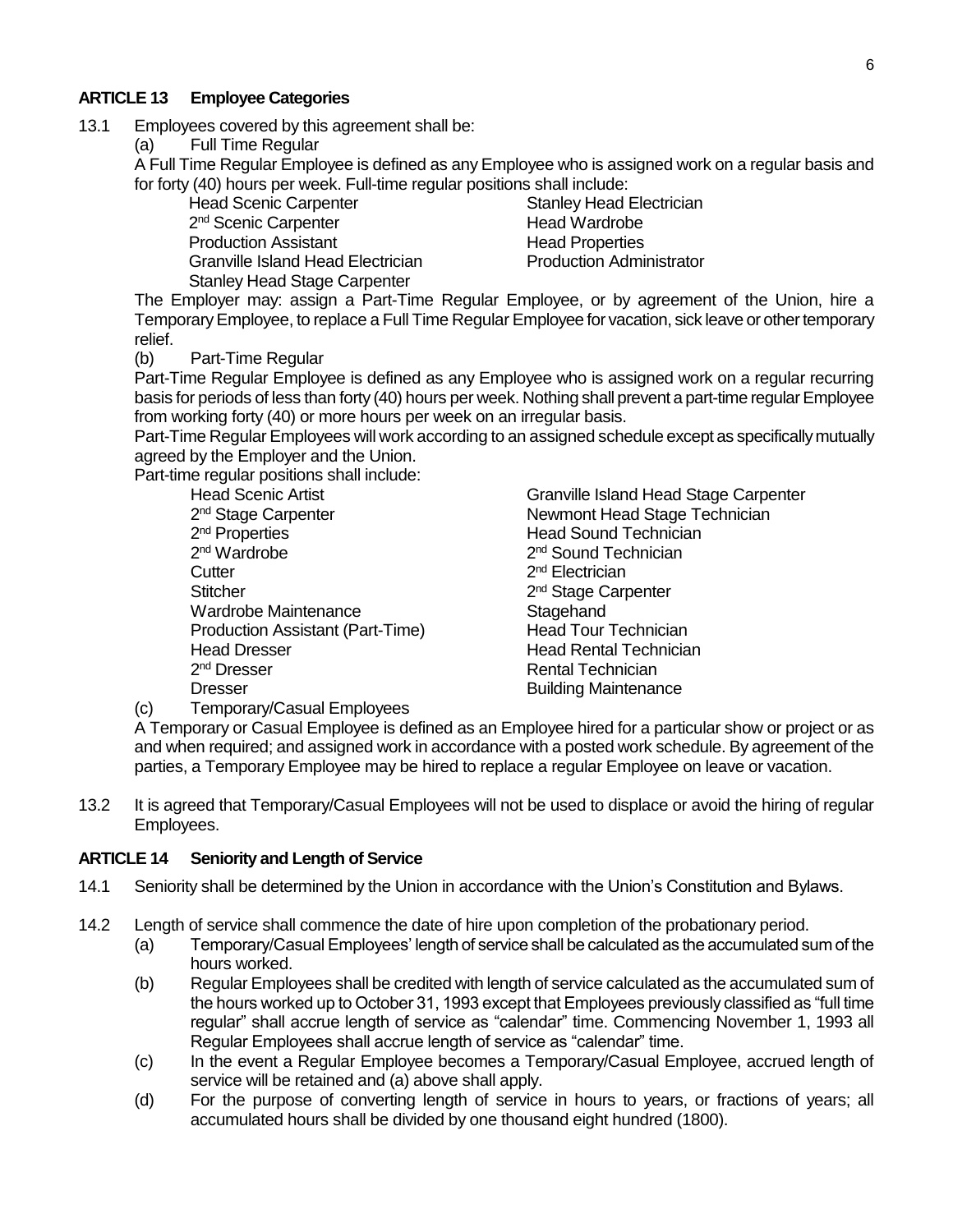## ARTICLE 13 Employee Categories

13.1 Employees covered by this agreement shall be:

(a) Full Time Regular

A Full Time Regular Employee is defined as any Employee who is assigned work on a regular basis and for forty (40) hours per week. Full-time regular positions shall include:

- Head Scenic Carpenter
- 2nd Scenic Carpenter
- Production Assistant
- Granville Island Head Electrician
- Stanley Head Stage Carpenter
- Stanley Head Electrician
- Head Wardrobe
- Head Properties
- Production Administrator

The Employer may: assign a Part-Time Regular Employee, or by agreement of the Union, hire a Temporary Employee, to replace a Full Time Regular Employee for vacation, sick leave or other temporary relief.

(b) Part-Time Regular

Part-Time Regular Employee is defined as any Employee who is assigned work on a regular recurring basis for periods of less than forty (40) hours per week. Nothing shall prevent a part-time regular Employee from working forty (40) or more hours per week on an irregular basis.

Part-Time Regular Employees will work according to an assigned schedule except as specifically mutually agreed by the Employer and the Union.

Part-time regular positions shall include:

- Head Scenic Artist
- 2nd Stage Carpenter
- 2nd Properties
- 2nd Wardrobe
- Cutter
- Stitcher
- Wardrobe Maintenance
- Production Assistant (Part-Time)
- Head Dresser
- 2nd Dresser
- Dresser
- Granville Island Head Stage Carpenter
- Newmont Head Stage Technician
- Head Sound Technician
- 2nd Sound Technician
- 2nd Electrician
- 2nd Stage Carpenter
- Stagehand
- Head Tour Technician
- Head Rental Technician
- Rental Technician
- Building Maintenance

(c) Temporary/Casual Employees

A Temporary or Casual Employee is defined as an Employee hired for a particular show or project or as and when required; and assigned work in accordance with a posted work schedule. By agreement of the parties, a Temporary Employee may be hired to replace a regular Employee on leave or vacation.

13.2 It is agreed that Temporary/Casual Employees will not be used to displace or avoid the hiring of regular Employees.

## ARTICLE 14 Seniority and Length of Service

14.1 Seniority shall be determined by the Union in accordance with the Union's Constitution and Bylaws.

14.2 Length of service shall commence the date of hire upon completion of the probationary period.

(a) Temporary/Casual Employees' length of service shall be calculated as the accumulated sum of the hours worked.

(b) Regular Employees shall be credited with length of service calculated as the accumulated sum of the hours worked up to October 31, 1993 except that Employees previously classified as "full time regular" shall accrue length of service as "calendar" time. Commencing November 1, 1993 all Regular Employees shall accrue length of service as "calendar" time.

(c) In the event a Regular Employee becomes a Temporary/Casual Employee, accrued length of service will be retained and (a) above shall apply.

(d) For the purpose of converting length of service in hours to years, or fractions of years; all accumulated hours shall be divided by one thousand eight hundred (1800).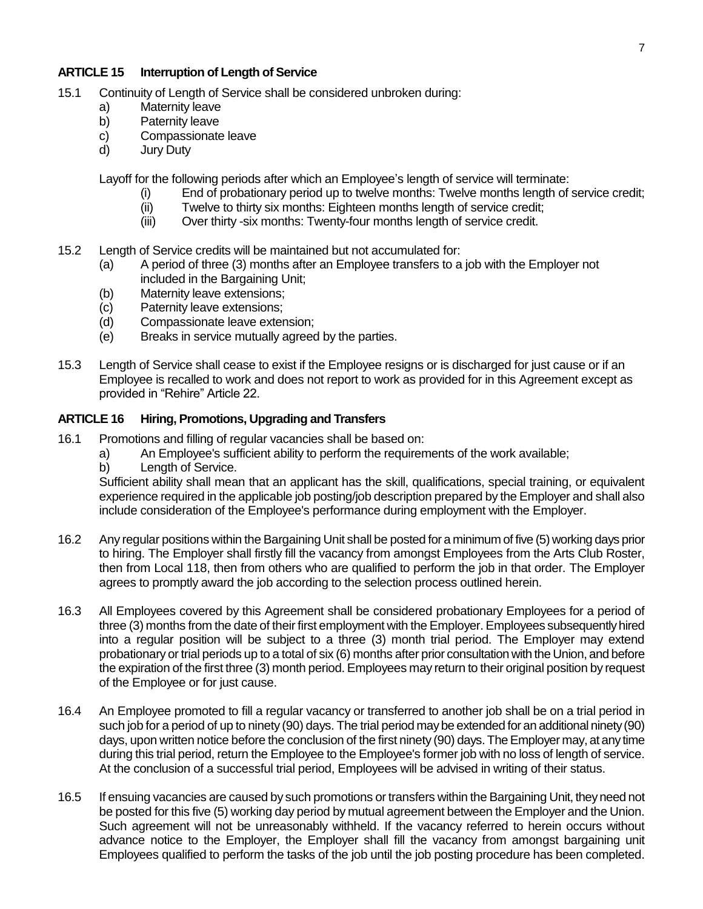## ARTICLE 15 Interruption of Length of Service

15.1 Continuity of Length of Service shall be considered unbroken during:

a) Maternity leave
b) Paternity leave
c) Compassionate leave
d) Jury Duty

Layoff for the following periods after which an Employee's length of service will terminate:

(i) End of probationary period up to twelve months: Twelve months length of service credit;
(ii) Twelve to thirty six months: Eighteen months length of service credit;
(iii) Over thirty -six months: Twenty-four months length of service credit.

15.2 Length of Service credits will be maintained but not accumulated for:

(a) A period of three (3) months after an Employee transfers to a job with the Employer not included in the Bargaining Unit;
(b) Maternity leave extensions;
(c) Paternity leave extensions;
(d) Compassionate leave extension;
(e) Breaks in service mutually agreed by the parties.

15.3 Length of Service shall cease to exist if the Employee resigns or is discharged for just cause or if an Employee is recalled to work and does not report to work as provided for in this Agreement except as provided in "Rehire" Article 22.

## ARTICLE 16 Hiring, Promotions, Upgrading and Transfers

16.1 Promotions and filling of regular vacancies shall be based on:

a) An Employee's sufficient ability to perform the requirements of the work available;
b) Length of Service.

Sufficient ability shall mean that an applicant has the skill, qualifications, special training, or equivalent experience required in the applicable job posting/job description prepared by the Employer and shall also include consideration of the Employee's performance during employment with the Employer.

16.2 Any regular positions within the Bargaining Unit shall be posted for a minimum of five (5) working days prior to hiring. The Employer shall firstly fill the vacancy from amongst Employees from the Arts Club Roster, then from Local 118, then from others who are qualified to perform the job in that order. The Employer agrees to promptly award the job according to the selection process outlined herein.

16.3 All Employees covered by this Agreement shall be considered probationary Employees for a period of three (3) months from the date of their first employment with the Employer. Employees subsequently hired into a regular position will be subject to a three (3) month trial period. The Employer may extend probationary or trial periods up to a total of six (6) months after prior consultation with the Union, and before the expiration of the first three (3) month period. Employees may return to their original position by request of the Employee or for just cause.

16.4 An Employee promoted to fill a regular vacancy or transferred to another job shall be on a trial period in such job for a period of up to ninety (90) days. The trial period may be extended for an additional ninety (90) days, upon written notice before the conclusion of the first ninety (90) days. The Employer may, at any time during this trial period, return the Employee to the Employee's former job with no loss of length of service. At the conclusion of a successful trial period, Employees will be advised in writing of their status.

16.5 If ensuing vacancies are caused by such promotions or transfers within the Bargaining Unit, they need not be posted for this five (5) working day period by mutual agreement between the Employer and the Union. Such agreement will not be unreasonably withheld. If the vacancy referred to herein occurs without advance notice to the Employer, the Employer shall fill the vacancy from amongst bargaining unit Employees qualified to perform the tasks of the job until the job posting procedure has been completed.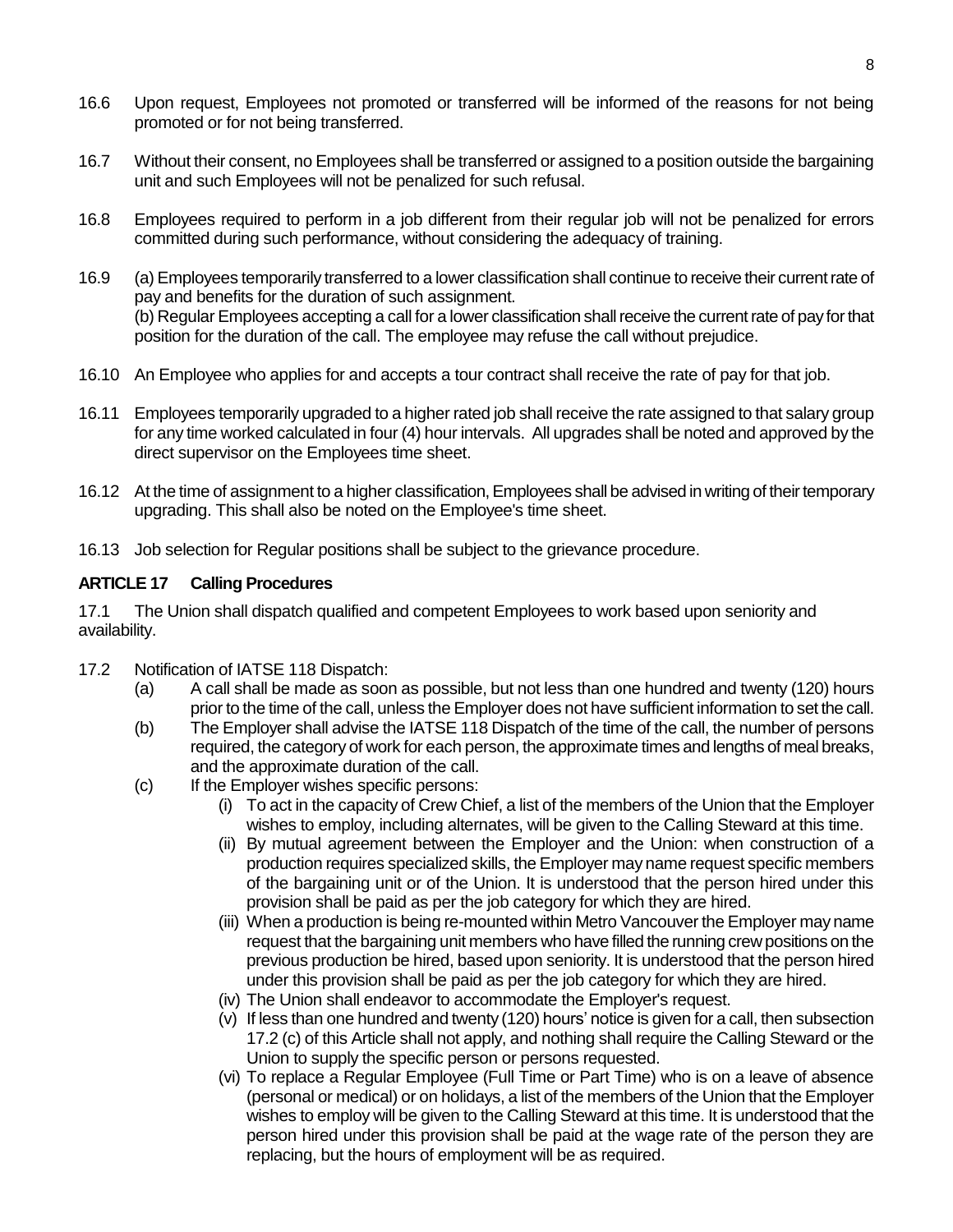16.6 Upon request, Employees not promoted or transferred will be informed of the reasons for not being promoted or for not being transferred.

16.7 Without their consent, no Employees shall be transferred or assigned to a position outside the bargaining unit and such Employees will not be penalized for such refusal.

16.8 Employees required to perform in a job different from their regular job will not be penalized for errors committed during such performance, without considering the adequacy of training.

16.9 (a) Employees temporarily transferred to a lower classification shall continue to receive their current rate of pay and benefits for the duration of such assignment.
(b) Regular Employees accepting a call for a lower classification shall receive the current rate of pay for that position for the duration of the call. The employee may refuse the call without prejudice.

16.10 An Employee who applies for and accepts a tour contract shall receive the rate of pay for that job.

16.11 Employees temporarily upgraded to a higher rated job shall receive the rate assigned to that salary group for any time worked calculated in four (4) hour intervals. All upgrades shall be noted and approved by the direct supervisor on the Employees time sheet.

16.12 At the time of assignment to a higher classification, Employees shall be advised in writing of their temporary upgrading. This shall also be noted on the Employee's time sheet.

16.13 Job selection for Regular positions shall be subject to the grievance procedure.

## ARTICLE 17 Calling Procedures

17.1 The Union shall dispatch qualified and competent Employees to work based upon seniority and availability.

17.2 Notification of IATSE 118 Dispatch:

(a) A call shall be made as soon as possible, but not less than one hundred and twenty (120) hours prior to the time of the call, unless the Employer does not have sufficient information to set the call.

(b) The Employer shall advise the IATSE 118 Dispatch of the time of the call, the number of persons required, the category of work for each person, the approximate times and lengths of meal breaks, and the approximate duration of the call.

(c) If the Employer wishes specific persons:

(i) To act in the capacity of Crew Chief, a list of the members of the Union that the Employer wishes to employ, including alternates, will be given to the Calling Steward at this time.

(ii) By mutual agreement between the Employer and the Union: when construction of a production requires specialized skills, the Employer may name request specific members of the bargaining unit or of the Union. It is understood that the person hired under this provision shall be paid as per the job category for which they are hired.

(iii) When a production is being re-mounted within Metro Vancouver the Employer may name request that the bargaining unit members who have filled the running crew positions on the previous production be hired, based upon seniority. It is understood that the person hired under this provision shall be paid as per the job category for which they are hired.

(iv) The Union shall endeavor to accommodate the Employer's request.

(v) If less than one hundred and twenty (120) hours' notice is given for a call, then subsection 17.2 (c) of this Article shall not apply, and nothing shall require the Calling Steward or the Union to supply the specific person or persons requested.

(vi) To replace a Regular Employee (Full Time or Part Time) who is on a leave of absence (personal or medical) or on holidays, a list of the members of the Union that the Employer wishes to employ will be given to the Calling Steward at this time. It is understood that the person hired under this provision shall be paid at the wage rate of the person they are replacing, but the hours of employment will be as required.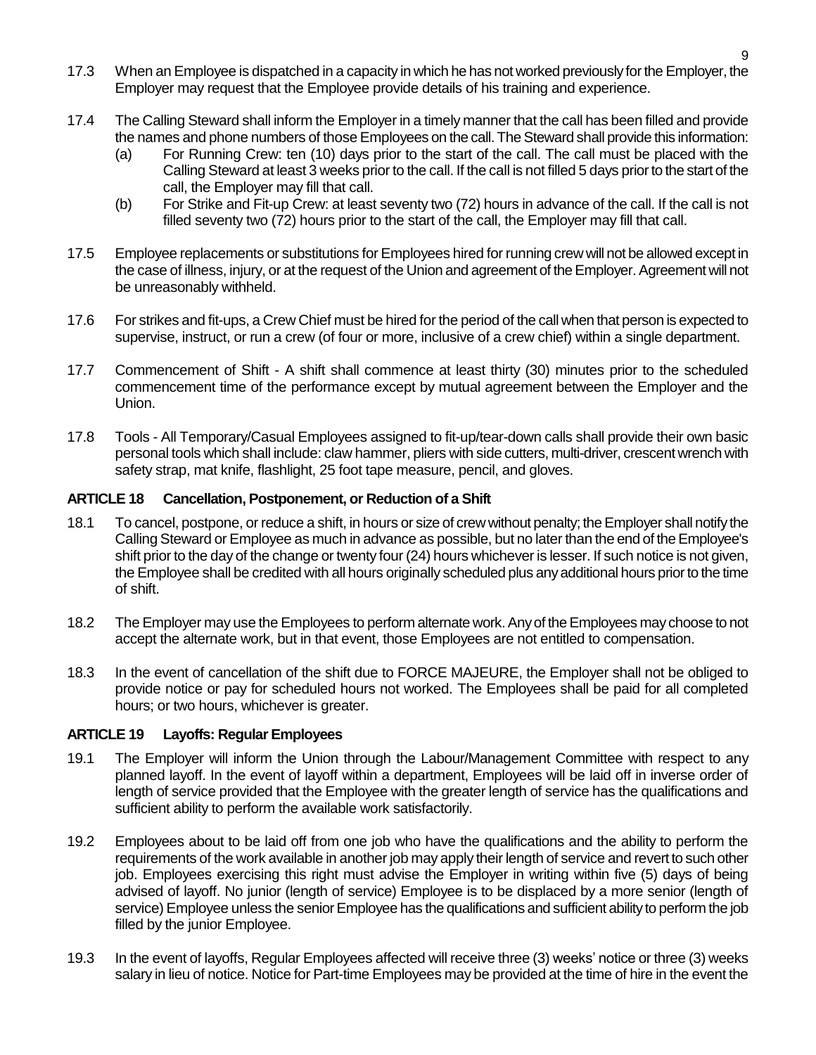17.3 When an Employee is dispatched in a capacity in which he has not worked previously for the Employer, the Employer may request that the Employee provide details of his training and experience.

17.4 The Calling Steward shall inform the Employer in a timely manner that the call has been filled and provide the names and phone numbers of those Employees on the call. The Steward shall provide this information:

(a) For Running Crew: ten (10) days prior to the start of the call. The call must be placed with the Calling Steward at least 3 weeks prior to the call. If the call is not filled 5 days prior to the start of the call, the Employer may fill that call.

(b) For Strike and Fit-up Crew: at least seventy two (72) hours in advance of the call. If the call is not filled seventy two (72) hours prior to the start of the call, the Employer may fill that call.

17.5 Employee replacements or substitutions for Employees hired for running crew will not be allowed except in the case of illness, injury, or at the request of the Union and agreement of the Employer. Agreement will not be unreasonably withheld.

17.6 For strikes and fit-ups, a Crew Chief must be hired for the period of the call when that person is expected to supervise, instruct, or run a crew (of four or more, inclusive of a crew chief) within a single department.

17.7 Commencement of Shift - A shift shall commence at least thirty (30) minutes prior to the scheduled commencement time of the performance except by mutual agreement between the Employer and the Union.

17.8 Tools - All Temporary/Casual Employees assigned to fit-up/tear-down calls shall provide their own basic personal tools which shall include: claw hammer, pliers with side cutters, multi-driver, crescent wrench with safety strap, mat knife, flashlight, 25 foot tape measure, pencil, and gloves.

## ARTICLE 18 Cancellation, Postponement, or Reduction of a Shift

18.1 To cancel, postpone, or reduce a shift, in hours or size of crew without penalty; the Employer shall notify the Calling Steward or Employee as much in advance as possible, but no later than the end of the Employee's shift prior to the day of the change or twenty four (24) hours whichever is lesser. If such notice is not given, the Employee shall be credited with all hours originally scheduled plus any additional hours prior to the time of shift.

18.2 The Employer may use the Employees to perform alternate work. Any of the Employees may choose to not accept the alternate work, but in that event, those Employees are not entitled to compensation.

18.3 In the event of cancellation of the shift due to FORCE MAJEURE, the Employer shall not be obliged to provide notice or pay for scheduled hours not worked. The Employees shall be paid for all completed hours; or two hours, whichever is greater.

## ARTICLE 19 Layoffs: Regular Employees

19.1 The Employer will inform the Union through the Labour/Management Committee with respect to any planned layoff. In the event of layoff within a department, Employees will be laid off in inverse order of length of service provided that the Employee with the greater length of service has the qualifications and sufficient ability to perform the available work satisfactorily.

19.2 Employees about to be laid off from one job who have the qualifications and the ability to perform the requirements of the work available in another job may apply their length of service and revert to such other job. Employees exercising this right must advise the Employer in writing within five (5) days of being advised of layoff. No junior (length of service) Employee is to be displaced by a more senior (length of service) Employee unless the senior Employee has the qualifications and sufficient ability to perform the job filled by the junior Employee.

19.3 In the event of layoffs, Regular Employees affected will receive three (3) weeks' notice or three (3) weeks salary in lieu of notice. Notice for Part-time Employees may be provided at the time of hire in the event the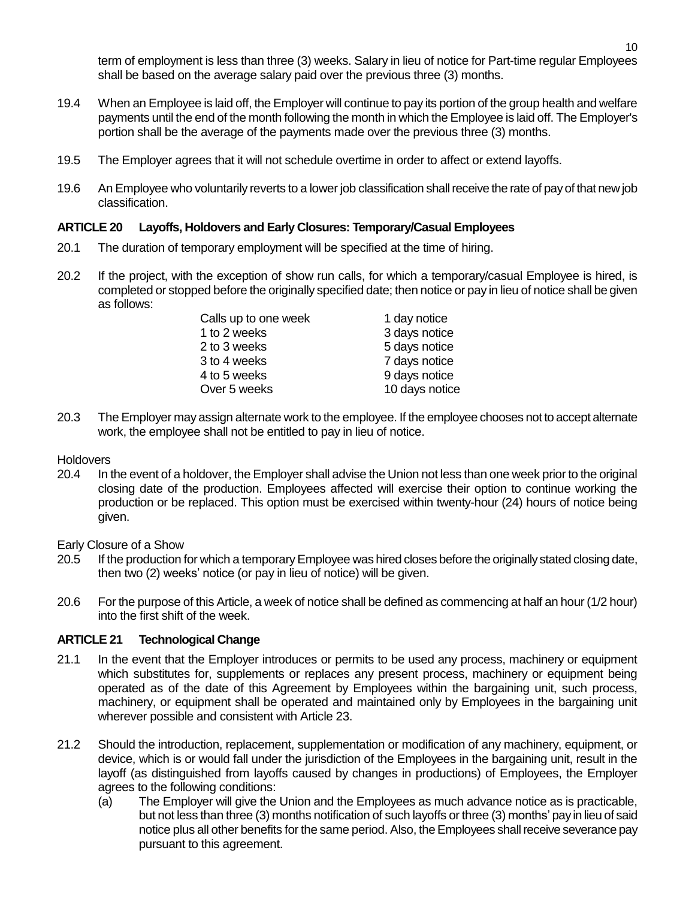term of employment is less than three (3) weeks. Salary in lieu of notice for Part-time regular Employees shall be based on the average salary paid over the previous three (3) months.

19.4 When an Employee is laid off, the Employer will continue to pay its portion of the group health and welfare payments until the end of the month following the month in which the Employee is laid off. The Employer's portion shall be the average of the payments made over the previous three (3) months.

19.5 The Employer agrees that it will not schedule overtime in order to affect or extend layoffs.

19.6 An Employee who voluntarily reverts to a lower job classification shall receive the rate of pay of that new job classification.

## ARTICLE 20 Layoffs, Holdovers and Early Closures: Temporary/Casual Employees

20.1 The duration of temporary employment will be specified at the time of hiring.

20.2 If the project, with the exception of show run calls, for which a temporary/casual Employee is hired, is completed or stopped before the originally specified date; then notice or pay in lieu of notice shall be given as follows:

| | |
|---|---|
| Calls up to one week | 1 day notice |
| 1 to 2 weeks | 3 days notice |
| 2 to 3 weeks | 5 days notice |
| 3 to 4 weeks | 7 days notice |
| 4 to 5 weeks | 9 days notice |
| Over 5 weeks | 10 days notice |

20.3 The Employer may assign alternate work to the employee. If the employee chooses not to accept alternate work, the employee shall not be entitled to pay in lieu of notice.

Holdovers

20.4 In the event of a holdover, the Employer shall advise the Union not less than one week prior to the original closing date of the production. Employees affected will exercise their option to continue working the production or be replaced. This option must be exercised within twenty-hour (24) hours of notice being given.

Early Closure of a Show

20.5 If the production for which a temporary Employee was hired closes before the originally stated closing date, then two (2) weeks' notice (or pay in lieu of notice) will be given.

20.6 For the purpose of this Article, a week of notice shall be defined as commencing at half an hour (1/2 hour) into the first shift of the week.

## ARTICLE 21 Technological Change

21.1 In the event that the Employer introduces or permits to be used any process, machinery or equipment which substitutes for, supplements or replaces any present process, machinery or equipment being operated as of the date of this Agreement by Employees within the bargaining unit, such process, machinery, or equipment shall be operated and maintained only by Employees in the bargaining unit wherever possible and consistent with Article 23.

21.2 Should the introduction, replacement, supplementation or modification of any machinery, equipment, or device, which is or would fall under the jurisdiction of the Employees in the bargaining unit, result in the layoff (as distinguished from layoffs caused by changes in productions) of Employees, the Employer agrees to the following conditions:

(a) The Employer will give the Union and the Employees as much advance notice as is practicable, but not less than three (3) months notification of such layoffs or three (3) months' pay in lieu of said notice plus all other benefits for the same period. Also, the Employees shall receive severance pay pursuant to this agreement.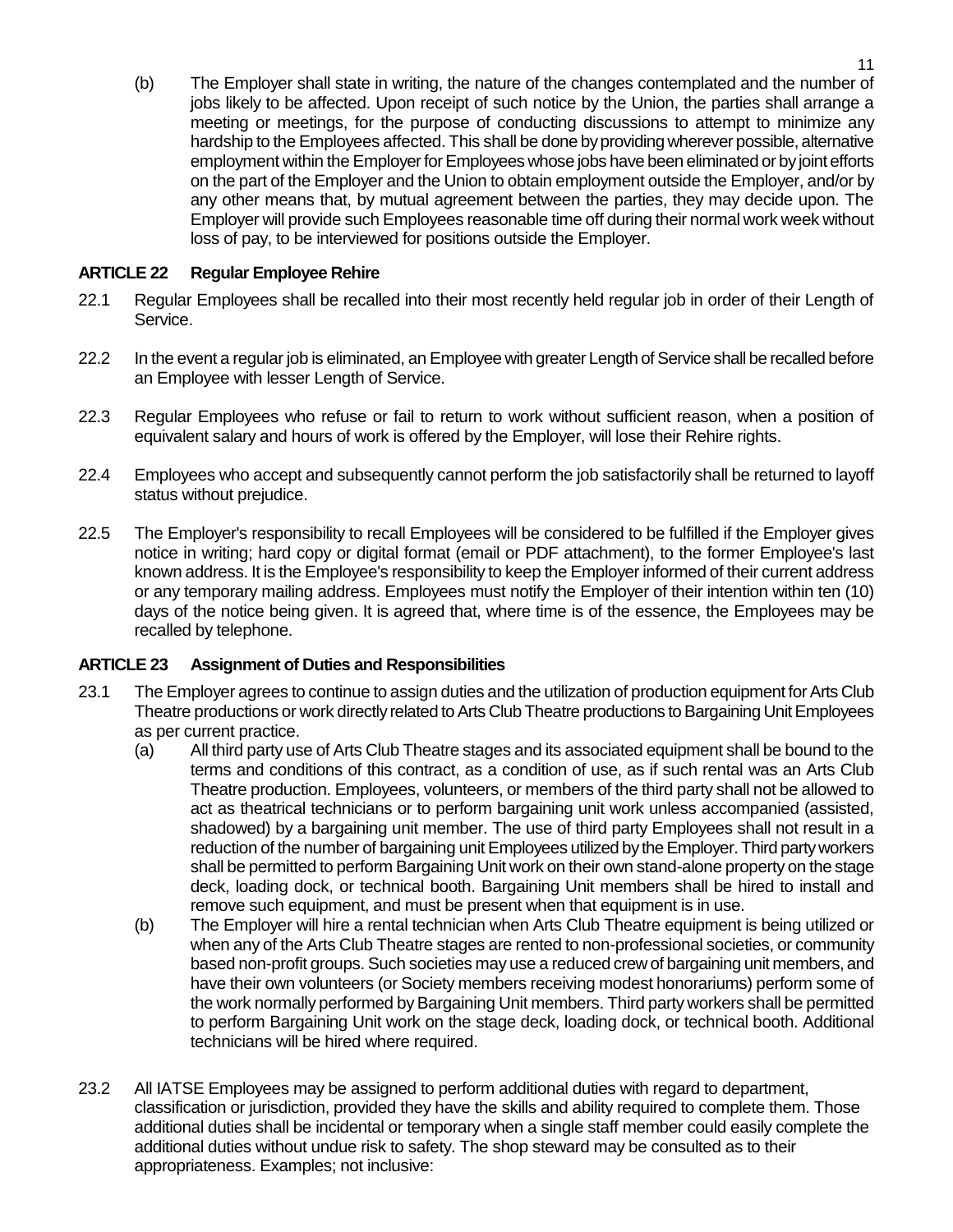(b) The Employer shall state in writing, the nature of the changes contemplated and the number of jobs likely to be affected. Upon receipt of such notice by the Union, the parties shall arrange a meeting or meetings, for the purpose of conducting discussions to attempt to minimize any hardship to the Employees affected. This shall be done by providing wherever possible, alternative employment within the Employer for Employees whose jobs have been eliminated or by joint efforts on the part of the Employer and the Union to obtain employment outside the Employer, and/or by any other means that, by mutual agreement between the parties, they may decide upon. The Employer will provide such Employees reasonable time off during their normal work week without loss of pay, to be interviewed for positions outside the Employer.

### ARTICLE 22 Regular Employee Rehire

22.1 Regular Employees shall be recalled into their most recently held regular job in order of their Length of Service.

22.2 In the event a regular job is eliminated, an Employee with greater Length of Service shall be recalled before an Employee with lesser Length of Service.

22.3 Regular Employees who refuse or fail to return to work without sufficient reason, when a position of equivalent salary and hours of work is offered by the Employer, will lose their Rehire rights.

22.4 Employees who accept and subsequently cannot perform the job satisfactorily shall be returned to layoff status without prejudice.

22.5 The Employer's responsibility to recall Employees will be considered to be fulfilled if the Employer gives notice in writing; hard copy or digital format (email or PDF attachment), to the former Employee's last known address. It is the Employee's responsibility to keep the Employer informed of their current address or any temporary mailing address. Employees must notify the Employer of their intention within ten (10) days of the notice being given. It is agreed that, where time is of the essence, the Employees may be recalled by telephone.

### ARTICLE 23 Assignment of Duties and Responsibilities

23.1 The Employer agrees to continue to assign duties and the utilization of production equipment for Arts Club Theatre productions or work directly related to Arts Club Theatre productions to Bargaining Unit Employees as per current practice.

(a) All third party use of Arts Club Theatre stages and its associated equipment shall be bound to the terms and conditions of this contract, as a condition of use, as if such rental was an Arts Club Theatre production. Employees, volunteers, or members of the third party shall not be allowed to act as theatrical technicians or to perform bargaining unit work unless accompanied (assisted, shadowed) by a bargaining unit member. The use of third party Employees shall not result in a reduction of the number of bargaining unit Employees utilized by the Employer. Third party workers shall be permitted to perform Bargaining Unit work on their own stand-alone property on the stage deck, loading dock, or technical booth. Bargaining Unit members shall be hired to install and remove such equipment, and must be present when that equipment is in use.

(b) The Employer will hire a rental technician when Arts Club Theatre equipment is being utilized or when any of the Arts Club Theatre stages are rented to non-professional societies, or community based non-profit groups. Such societies may use a reduced crew of bargaining unit members, and have their own volunteers (or Society members receiving modest honorariums) perform some of the work normally performed by Bargaining Unit members. Third party workers shall be permitted to perform Bargaining Unit work on the stage deck, loading dock, or technical booth. Additional technicians will be hired where required.

23.2 All IATSE Employees may be assigned to perform additional duties with regard to department, classification or jurisdiction, provided they have the skills and ability required to complete them. Those additional duties shall be incidental or temporary when a single staff member could easily complete the additional duties without undue risk to safety. The shop steward may be consulted as to their appropriateness. Examples; not inclusive: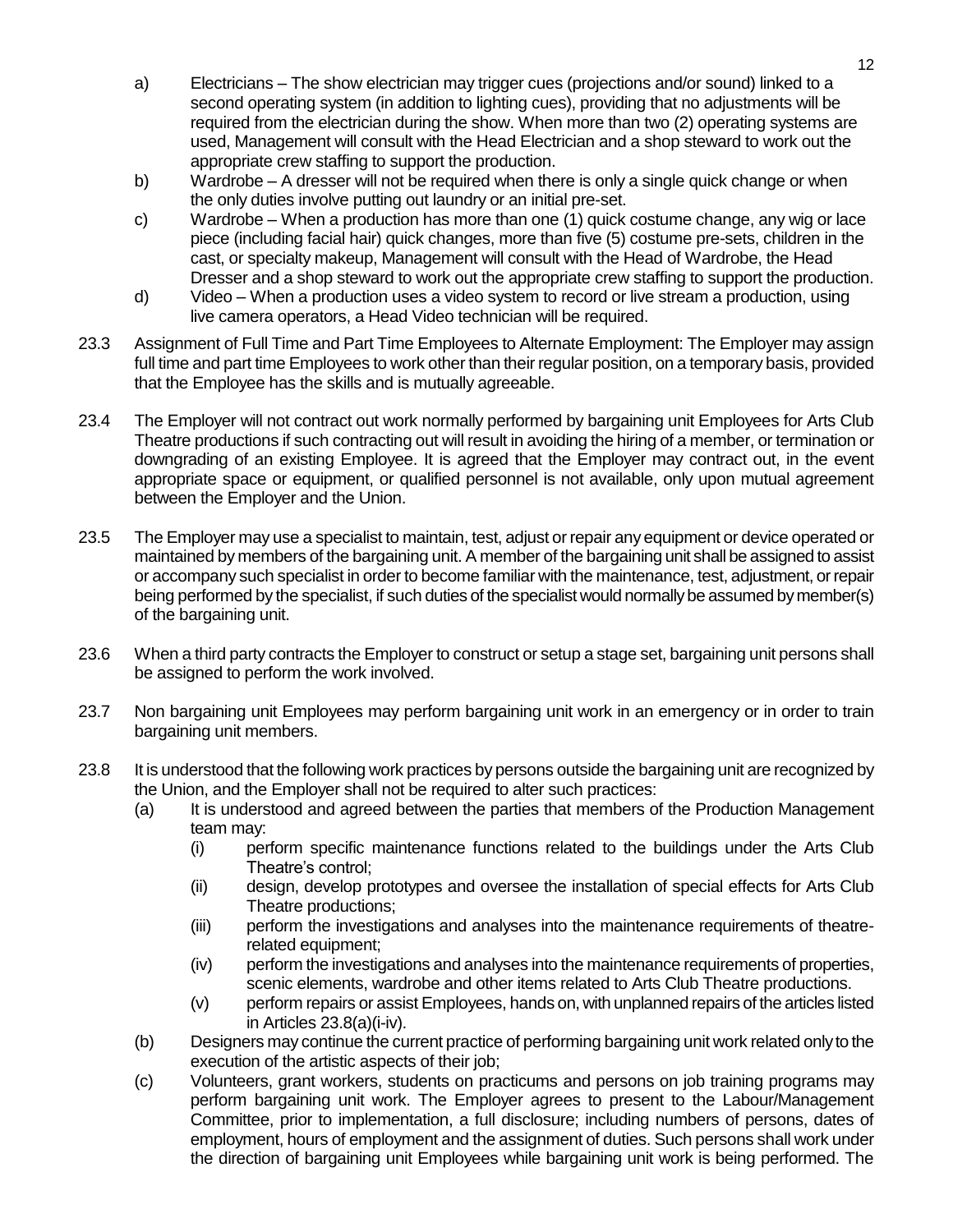a) Electricians – The show electrician may trigger cues (projections and/or sound) linked to a second operating system (in addition to lighting cues), providing that no adjustments will be required from the electrician during the show. When more than two (2) operating systems are used, Management will consult with the Head Electrician and a shop steward to work out the appropriate crew staffing to support the production.

b) Wardrobe – A dresser will not be required when there is only a single quick change or when the only duties involve putting out laundry or an initial pre-set.

c) Wardrobe – When a production has more than one (1) quick costume change, any wig or lace piece (including facial hair) quick changes, more than five (5) costume pre-sets, children in the cast, or specialty makeup, Management will consult with the Head of Wardrobe, the Head Dresser and a shop steward to work out the appropriate crew staffing to support the production.

d) Video – When a production uses a video system to record or live stream a production, using live camera operators, a Head Video technician will be required.

23.3 Assignment of Full Time and Part Time Employees to Alternate Employment: The Employer may assign full time and part time Employees to work other than their regular position, on a temporary basis, provided that the Employee has the skills and is mutually agreeable.

23.4 The Employer will not contract out work normally performed by bargaining unit Employees for Arts Club Theatre productions if such contracting out will result in avoiding the hiring of a member, or termination or downgrading of an existing Employee. It is agreed that the Employer may contract out, in the event appropriate space or equipment, or qualified personnel is not available, only upon mutual agreement between the Employer and the Union.

23.5 The Employer may use a specialist to maintain, test, adjust or repair any equipment or device operated or maintained by members of the bargaining unit. A member of the bargaining unit shall be assigned to assist or accompany such specialist in order to become familiar with the maintenance, test, adjustment, or repair being performed by the specialist, if such duties of the specialist would normally be assumed by member(s) of the bargaining unit.

23.6 When a third party contracts the Employer to construct or setup a stage set, bargaining unit persons shall be assigned to perform the work involved.

23.7 Non bargaining unit Employees may perform bargaining unit work in an emergency or in order to train bargaining unit members.

23.8 It is understood that the following work practices by persons outside the bargaining unit are recognized by the Union, and the Employer shall not be required to alter such practices:

(a) It is understood and agreed between the parties that members of the Production Management team may:

(i) perform specific maintenance functions related to the buildings under the Arts Club Theatre's control;

(ii) design, develop prototypes and oversee the installation of special effects for Arts Club Theatre productions;

(iii) perform the investigations and analyses into the maintenance requirements of theatre-related equipment;

(iv) perform the investigations and analyses into the maintenance requirements of properties, scenic elements, wardrobe and other items related to Arts Club Theatre productions.

(v) perform repairs or assist Employees, hands on, with unplanned repairs of the articles listed in Articles 23.8(a)(i-iv).

(b) Designers may continue the current practice of performing bargaining unit work related only to the execution of the artistic aspects of their job;

(c) Volunteers, grant workers, students on practicums and persons on job training programs may perform bargaining unit work. The Employer agrees to present to the Labour/Management Committee, prior to implementation, a full disclosure; including numbers of persons, dates of employment, hours of employment and the assignment of duties. Such persons shall work under the direction of bargaining unit Employees while bargaining unit work is being performed. The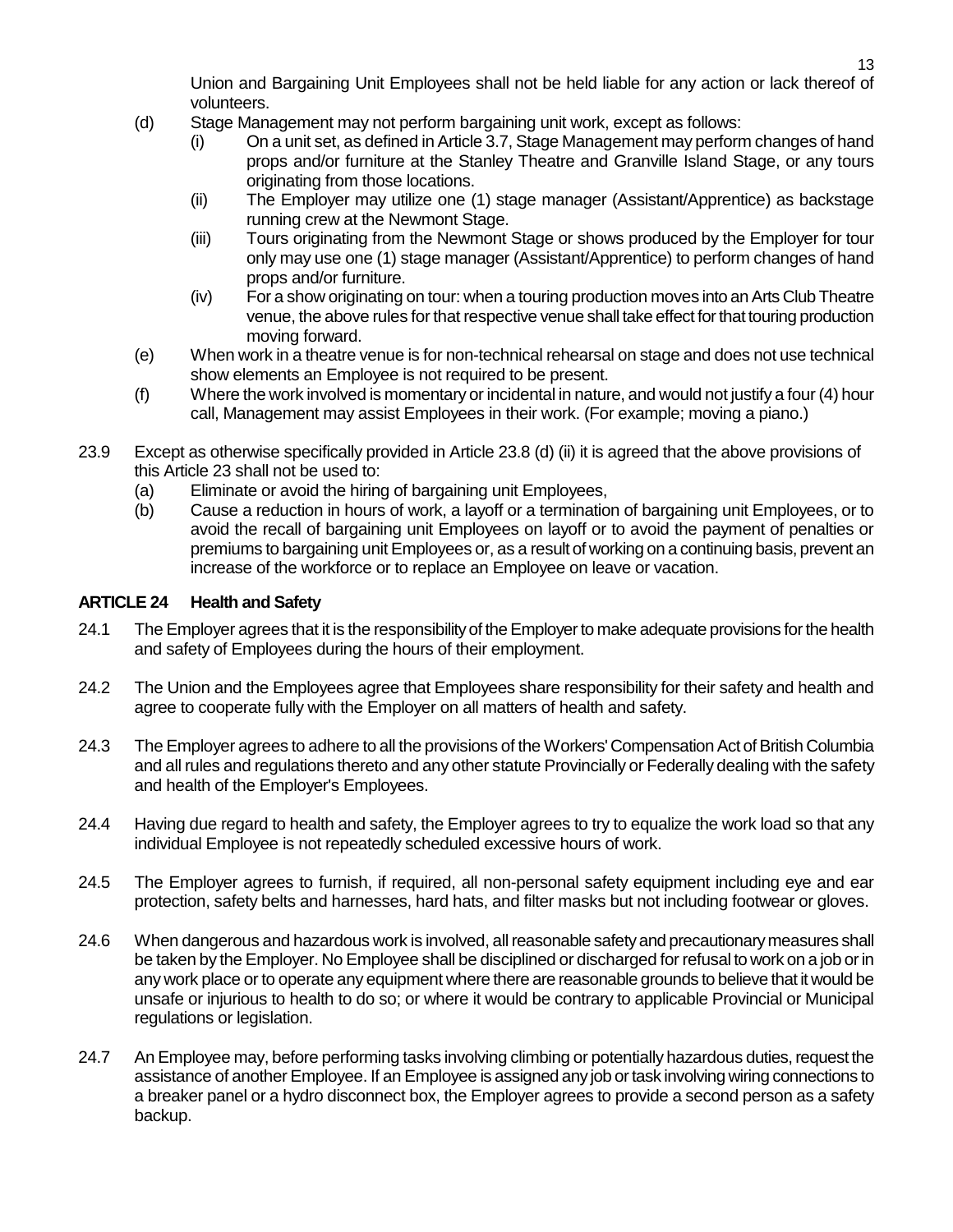Union and Bargaining Unit Employees shall not be held liable for any action or lack thereof of volunteers.

(d) Stage Management may not perform bargaining unit work, except as follows:
   (i) On a unit set, as defined in Article 3.7, Stage Management may perform changes of hand props and/or furniture at the Stanley Theatre and Granville Island Stage, or any tours originating from those locations.
   (ii) The Employer may utilize one (1) stage manager (Assistant/Apprentice) as backstage running crew at the Newmont Stage.
   (iii) Tours originating from the Newmont Stage or shows produced by the Employer for tour only may use one (1) stage manager (Assistant/Apprentice) to perform changes of hand props and/or furniture.
   (iv) For a show originating on tour: when a touring production moves into an Arts Club Theatre venue, the above rules for that respective venue shall take effect for that touring production moving forward.

(e) When work in a theatre venue is for non-technical rehearsal on stage and does not use technical show elements an Employee is not required to be present.

(f) Where the work involved is momentary or incidental in nature, and would not justify a four (4) hour call, Management may assist Employees in their work. (For example; moving a piano.)

23.9 Except as otherwise specifically provided in Article 23.8 (d) (ii) it is agreed that the above provisions of this Article 23 shall not be used to:
   (a) Eliminate or avoid the hiring of bargaining unit Employees,
   (b) Cause a reduction in hours of work, a layoff or a termination of bargaining unit Employees, or to avoid the recall of bargaining unit Employees on layoff or to avoid the payment of penalties or premiums to bargaining unit Employees or, as a result of working on a continuing basis, prevent an increase of the workforce or to replace an Employee on leave or vacation.

## ARTICLE 24 Health and Safety

24.1 The Employer agrees that it is the responsibility of the Employer to make adequate provisions for the health and safety of Employees during the hours of their employment.

24.2 The Union and the Employees agree that Employees share responsibility for their safety and health and agree to cooperate fully with the Employer on all matters of health and safety.

24.3 The Employer agrees to adhere to all the provisions of the Workers' Compensation Act of British Columbia and all rules and regulations thereto and any other statute Provincially or Federally dealing with the safety and health of the Employer's Employees.

24.4 Having due regard to health and safety, the Employer agrees to try to equalize the work load so that any individual Employee is not repeatedly scheduled excessive hours of work.

24.5 The Employer agrees to furnish, if required, all non-personal safety equipment including eye and ear protection, safety belts and harnesses, hard hats, and filter masks but not including footwear or gloves.

24.6 When dangerous and hazardous work is involved, all reasonable safety and precautionary measures shall be taken by the Employer. No Employee shall be disciplined or discharged for refusal to work on a job or in any work place or to operate any equipment where there are reasonable grounds to believe that it would be unsafe or injurious to health to do so; or where it would be contrary to applicable Provincial or Municipal regulations or legislation.

24.7 An Employee may, before performing tasks involving climbing or potentially hazardous duties, request the assistance of another Employee. If an Employee is assigned any job or task involving wiring connections to a breaker panel or a hydro disconnect box, the Employer agrees to provide a second person as a safety backup.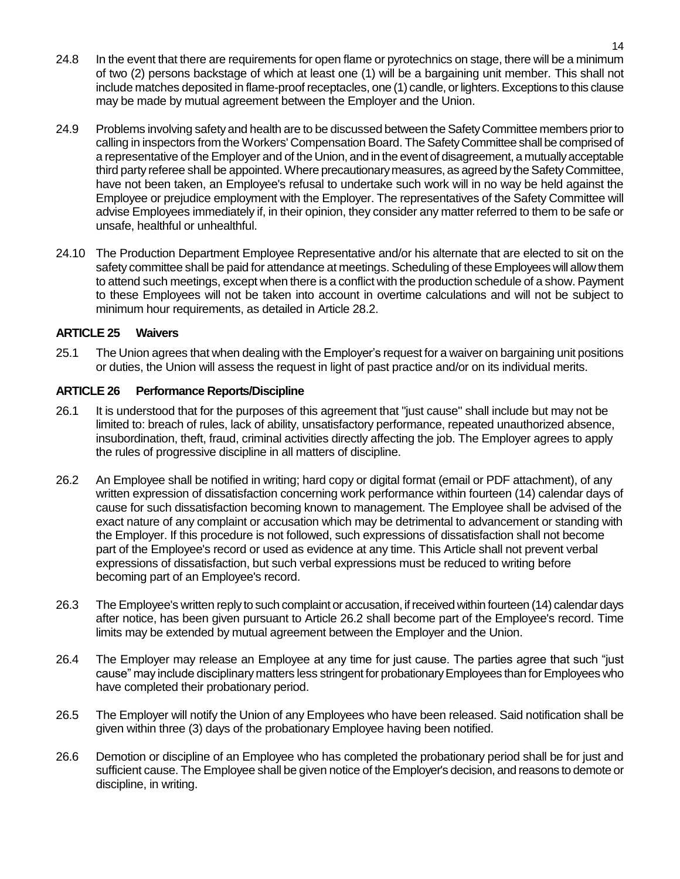24.8 In the event that there are requirements for open flame or pyrotechnics on stage, there will be a minimum of two (2) persons backstage of which at least one (1) will be a bargaining unit member. This shall not include matches deposited in flame-proof receptacles, one (1) candle, or lighters. Exceptions to this clause may be made by mutual agreement between the Employer and the Union.

24.9 Problems involving safety and health are to be discussed between the Safety Committee members prior to calling in inspectors from the Workers' Compensation Board. The Safety Committee shall be comprised of a representative of the Employer and of the Union, and in the event of disagreement, a mutually acceptable third party referee shall be appointed. Where precautionary measures, as agreed by the Safety Committee, have not been taken, an Employee's refusal to undertake such work will in no way be held against the Employee or prejudice employment with the Employer. The representatives of the Safety Committee will advise Employees immediately if, in their opinion, they consider any matter referred to them to be safe or unsafe, healthful or unhealthful.

24.10 The Production Department Employee Representative and/or his alternate that are elected to sit on the safety committee shall be paid for attendance at meetings. Scheduling of these Employees will allow them to attend such meetings, except when there is a conflict with the production schedule of a show. Payment to these Employees will not be taken into account in overtime calculations and will not be subject to minimum hour requirements, as detailed in Article 28.2.

## ARTICLE 25 Waivers

25.1 The Union agrees that when dealing with the Employer's request for a waiver on bargaining unit positions or duties, the Union will assess the request in light of past practice and/or on its individual merits.

## ARTICLE 26 Performance Reports/Discipline

26.1 It is understood that for the purposes of this agreement that "just cause" shall include but may not be limited to: breach of rules, lack of ability, unsatisfactory performance, repeated unauthorized absence, insubordination, theft, fraud, criminal activities directly affecting the job. The Employer agrees to apply the rules of progressive discipline in all matters of discipline.

26.2 An Employee shall be notified in writing; hard copy or digital format (email or PDF attachment), of any written expression of dissatisfaction concerning work performance within fourteen (14) calendar days of cause for such dissatisfaction becoming known to management. The Employee shall be advised of the exact nature of any complaint or accusation which may be detrimental to advancement or standing with the Employer. If this procedure is not followed, such expressions of dissatisfaction shall not become part of the Employee's record or used as evidence at any time. This Article shall not prevent verbal expressions of dissatisfaction, but such verbal expressions must be reduced to writing before becoming part of an Employee's record.

26.3 The Employee's written reply to such complaint or accusation, if received within fourteen (14) calendar days after notice, has been given pursuant to Article 26.2 shall become part of the Employee's record. Time limits may be extended by mutual agreement between the Employer and the Union.

26.4 The Employer may release an Employee at any time for just cause. The parties agree that such "just cause" may include disciplinary matters less stringent for probationary Employees than for Employees who have completed their probationary period.

26.5 The Employer will notify the Union of any Employees who have been released. Said notification shall be given within three (3) days of the probationary Employee having been notified.

26.6 Demotion or discipline of an Employee who has completed the probationary period shall be for just and sufficient cause. The Employee shall be given notice of the Employer's decision, and reasons to demote or discipline, in writing.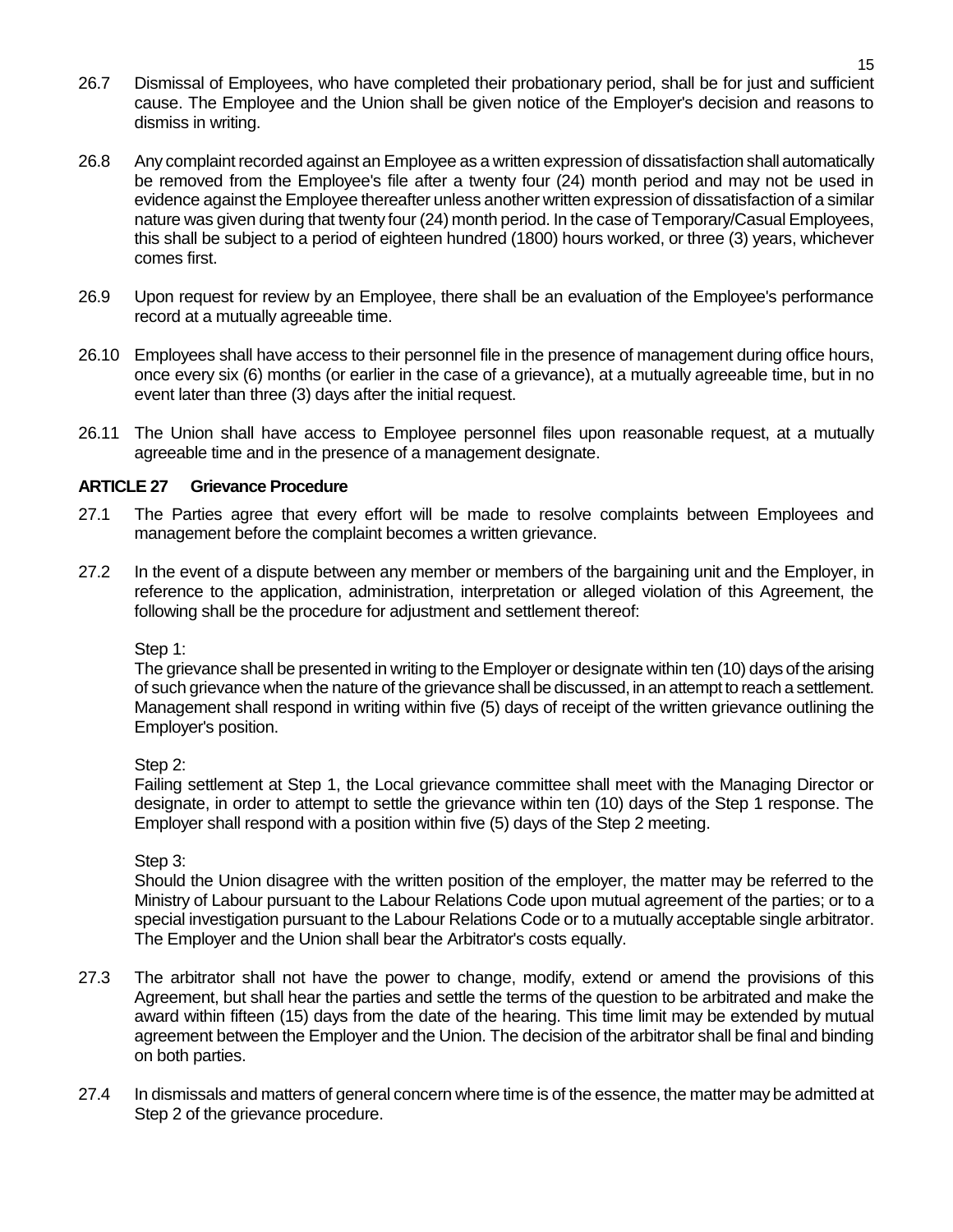26.7 Dismissal of Employees, who have completed their probationary period, shall be for just and sufficient cause. The Employee and the Union shall be given notice of the Employer's decision and reasons to dismiss in writing.

26.8 Any complaint recorded against an Employee as a written expression of dissatisfaction shall automatically be removed from the Employee's file after a twenty four (24) month period and may not be used in evidence against the Employee thereafter unless another written expression of dissatisfaction of a similar nature was given during that twenty four (24) month period. In the case of Temporary/Casual Employees, this shall be subject to a period of eighteen hundred (1800) hours worked, or three (3) years, whichever comes first.

26.9 Upon request for review by an Employee, there shall be an evaluation of the Employee's performance record at a mutually agreeable time.

26.10 Employees shall have access to their personnel file in the presence of management during office hours, once every six (6) months (or earlier in the case of a grievance), at a mutually agreeable time, but in no event later than three (3) days after the initial request.

26.11 The Union shall have access to Employee personnel files upon reasonable request, at a mutually agreeable time and in the presence of a management designate.

## ARTICLE 27 Grievance Procedure

27.1 The Parties agree that every effort will be made to resolve complaints between Employees and management before the complaint becomes a written grievance.

27.2 In the event of a dispute between any member or members of the bargaining unit and the Employer, in reference to the application, administration, interpretation or alleged violation of this Agreement, the following shall be the procedure for adjustment and settlement thereof:

Step 1:
The grievance shall be presented in writing to the Employer or designate within ten (10) days of the arising of such grievance when the nature of the grievance shall be discussed, in an attempt to reach a settlement. Management shall respond in writing within five (5) days of receipt of the written grievance outlining the Employer's position.

Step 2:
Failing settlement at Step 1, the Local grievance committee shall meet with the Managing Director or designate, in order to attempt to settle the grievance within ten (10) days of the Step 1 response. The Employer shall respond with a position within five (5) days of the Step 2 meeting.

Step 3:
Should the Union disagree with the written position of the employer, the matter may be referred to the Ministry of Labour pursuant to the Labour Relations Code upon mutual agreement of the parties; or to a special investigation pursuant to the Labour Relations Code or to a mutually acceptable single arbitrator. The Employer and the Union shall bear the Arbitrator's costs equally.

27.3 The arbitrator shall not have the power to change, modify, extend or amend the provisions of this Agreement, but shall hear the parties and settle the terms of the question to be arbitrated and make the award within fifteen (15) days from the date of the hearing. This time limit may be extended by mutual agreement between the Employer and the Union. The decision of the arbitrator shall be final and binding on both parties.

27.4 In dismissals and matters of general concern where time is of the essence, the matter may be admitted at Step 2 of the grievance procedure.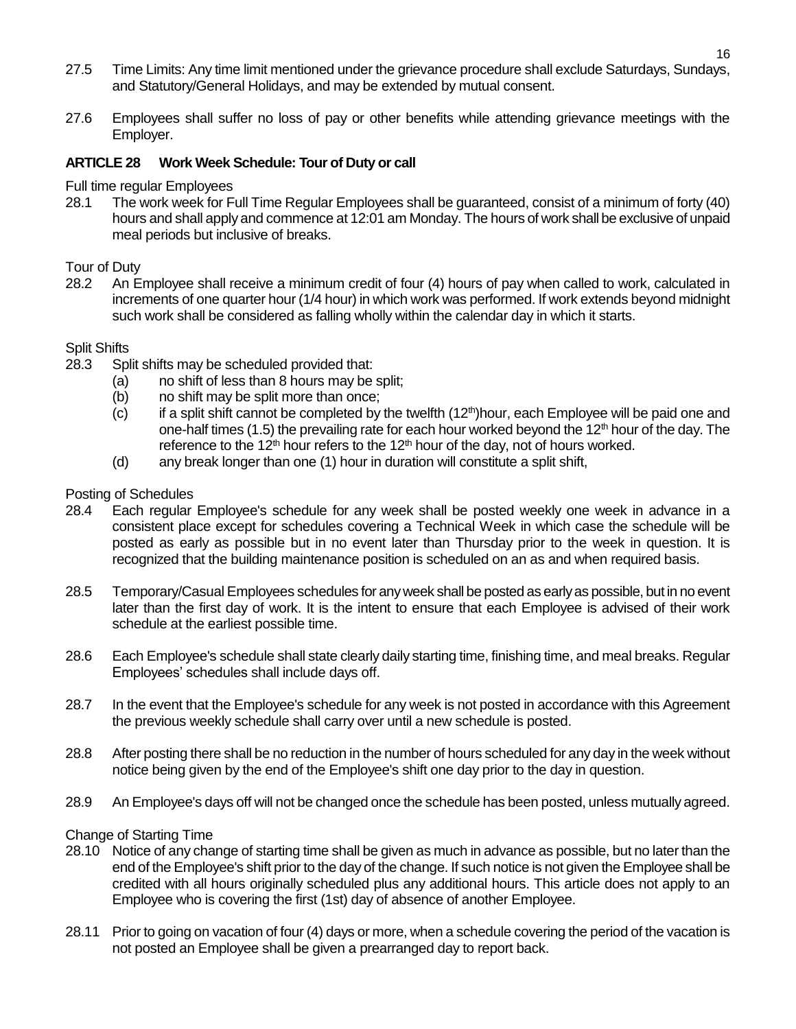27.5 Time Limits: Any time limit mentioned under the grievance procedure shall exclude Saturdays, Sundays, and Statutory/General Holidays, and may be extended by mutual consent.

27.6 Employees shall suffer no loss of pay or other benefits while attending grievance meetings with the Employer.

## ARTICLE 28 Work Week Schedule: Tour of Duty or call

Full time regular Employees

28.1 The work week for Full Time Regular Employees shall be guaranteed, consist of a minimum of forty (40) hours and shall apply and commence at 12:01 am Monday. The hours of work shall be exclusive of unpaid meal periods but inclusive of breaks.

Tour of Duty

28.2 An Employee shall receive a minimum credit of four (4) hours of pay when called to work, calculated in increments of one quarter hour (1/4 hour) in which work was performed. If work extends beyond midnight such work shall be considered as falling wholly within the calendar day in which it starts.

Split Shifts

28.3 Split shifts may be scheduled provided that:

(a) no shift of less than 8 hours may be split;

(b) no shift may be split more than once;

(c) if a split shift cannot be completed by the twelfth (12th)hour, each Employee will be paid one and one-half times (1.5) the prevailing rate for each hour worked beyond the 12th hour of the day. The reference to the 12th hour refers to the 12th hour of the day, not of hours worked.

(d) any break longer than one (1) hour in duration will constitute a split shift,

Posting of Schedules

28.4 Each regular Employee's schedule for any week shall be posted weekly one week in advance in a consistent place except for schedules covering a Technical Week in which case the schedule will be posted as early as possible but in no event later than Thursday prior to the week in question. It is recognized that the building maintenance position is scheduled on an as and when required basis.

28.5 Temporary/Casual Employees schedules for any week shall be posted as early as possible, but in no event later than the first day of work. It is the intent to ensure that each Employee is advised of their work schedule at the earliest possible time.

28.6 Each Employee's schedule shall state clearly daily starting time, finishing time, and meal breaks. Regular Employees' schedules shall include days off.

28.7 In the event that the Employee's schedule for any week is not posted in accordance with this Agreement the previous weekly schedule shall carry over until a new schedule is posted.

28.8 After posting there shall be no reduction in the number of hours scheduled for any day in the week without notice being given by the end of the Employee's shift one day prior to the day in question.

28.9 An Employee's days off will not be changed once the schedule has been posted, unless mutually agreed.

Change of Starting Time

28.10 Notice of any change of starting time shall be given as much in advance as possible, but no later than the end of the Employee's shift prior to the day of the change. If such notice is not given the Employee shall be credited with all hours originally scheduled plus any additional hours. This article does not apply to an Employee who is covering the first (1st) day of absence of another Employee.

28.11 Prior to going on vacation of four (4) days or more, when a schedule covering the period of the vacation is not posted an Employee shall be given a prearranged day to report back.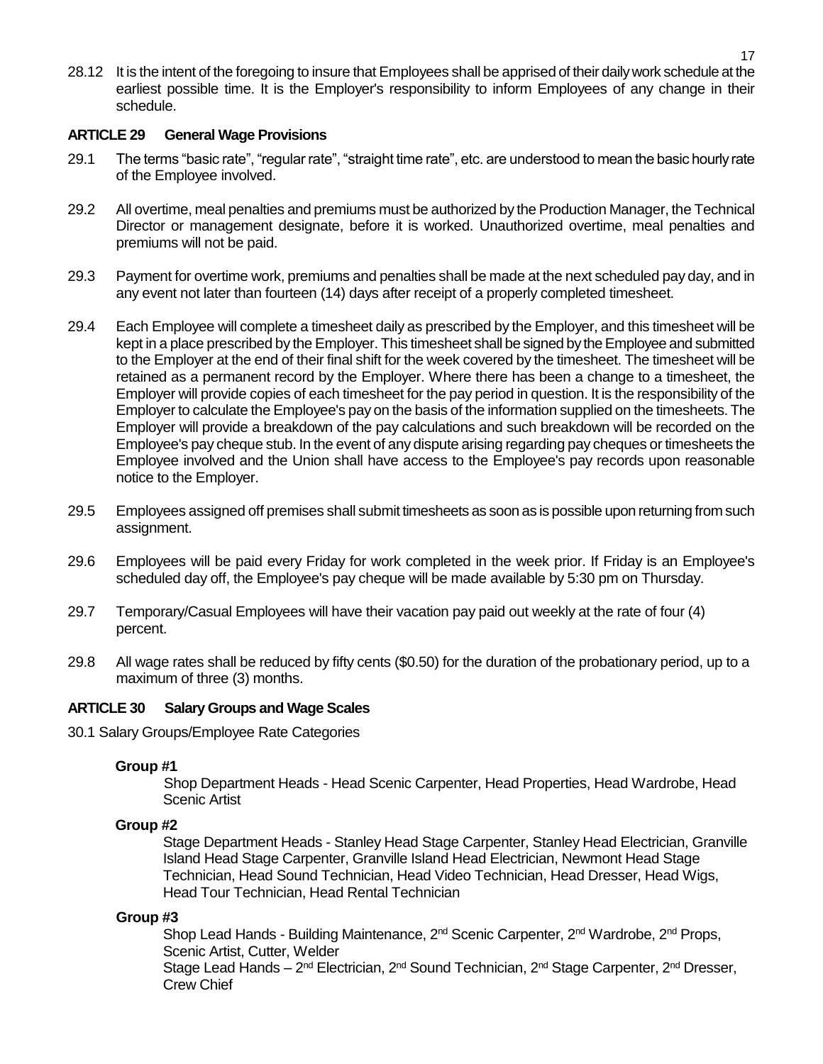28.12 It is the intent of the foregoing to insure that Employees shall be apprised of their daily work schedule at the earliest possible time. It is the Employer's responsibility to inform Employees of any change in their schedule.

## ARTICLE 29 General Wage Provisions

29.1 The terms "basic rate", "regular rate", "straight time rate", etc. are understood to mean the basic hourly rate of the Employee involved.

29.2 All overtime, meal penalties and premiums must be authorized by the Production Manager, the Technical Director or management designate, before it is worked. Unauthorized overtime, meal penalties and premiums will not be paid.

29.3 Payment for overtime work, premiums and penalties shall be made at the next scheduled pay day, and in any event not later than fourteen (14) days after receipt of a properly completed timesheet.

29.4 Each Employee will complete a timesheet daily as prescribed by the Employer, and this timesheet will be kept in a place prescribed by the Employer. This timesheet shall be signed by the Employee and submitted to the Employer at the end of their final shift for the week covered by the timesheet. The timesheet will be retained as a permanent record by the Employer. Where there has been a change to a timesheet, the Employer will provide copies of each timesheet for the pay period in question. It is the responsibility of the Employer to calculate the Employee's pay on the basis of the information supplied on the timesheets. The Employer will provide a breakdown of the pay calculations and such breakdown will be recorded on the Employee's pay cheque stub. In the event of any dispute arising regarding pay cheques or timesheets the Employee involved and the Union shall have access to the Employee's pay records upon reasonable notice to the Employer.

29.5 Employees assigned off premises shall submit timesheets as soon as is possible upon returning from such assignment.

29.6 Employees will be paid every Friday for work completed in the week prior. If Friday is an Employee's scheduled day off, the Employee's pay cheque will be made available by 5:30 pm on Thursday.

29.7 Temporary/Casual Employees will have their vacation pay paid out weekly at the rate of four (4) percent.

29.8 All wage rates shall be reduced by fifty cents ($0.50) for the duration of the probationary period, up to a maximum of three (3) months.

## ARTICLE 30 Salary Groups and Wage Scales

30.1 Salary Groups/Employee Rate Categories

**Group #1**

Shop Department Heads - Head Scenic Carpenter, Head Properties, Head Wardrobe, Head Scenic Artist

**Group #2**

Stage Department Heads - Stanley Head Stage Carpenter, Stanley Head Electrician, Granville Island Head Stage Carpenter, Granville Island Head Electrician, Newmont Head Stage Technician, Head Sound Technician, Head Video Technician, Head Dresser, Head Wigs, Head Tour Technician, Head Rental Technician

**Group #3**

Shop Lead Hands - Building Maintenance, 2nd Scenic Carpenter, 2nd Wardrobe, 2nd Props, Scenic Artist, Cutter, Welder

Stage Lead Hands – 2nd Electrician, 2nd Sound Technician, 2nd Stage Carpenter, 2nd Dresser, Crew Chief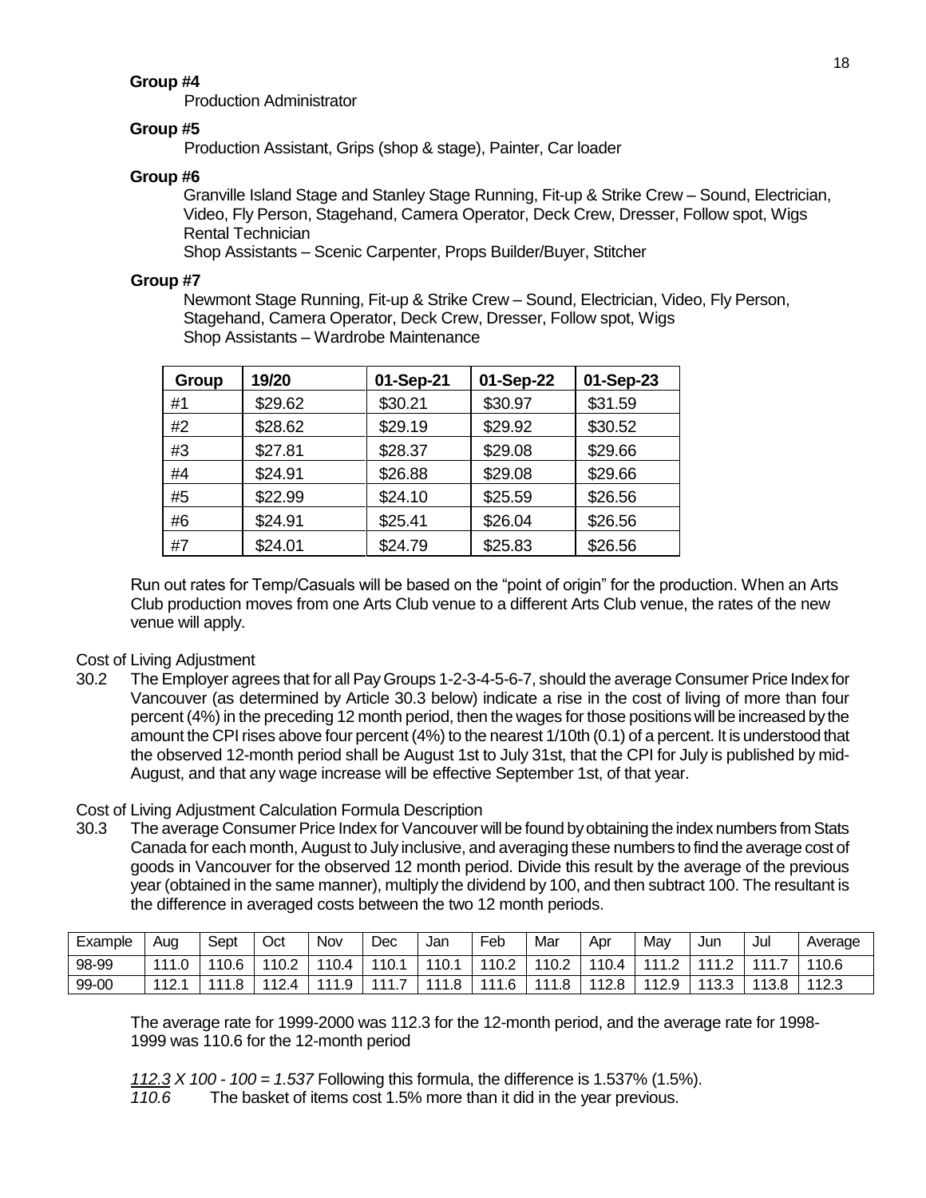**Group #4**

Production Administrator

**Group #5**

Production Assistant, Grips (shop & stage), Painter, Car loader

**Group #6**

Granville Island Stage and Stanley Stage Running, Fit-up & Strike Crew – Sound, Electrician, Video, Fly Person, Stagehand, Camera Operator, Deck Crew, Dresser, Follow spot, Wigs Rental Technician

Shop Assistants – Scenic Carpenter, Props Builder/Buyer, Stitcher

**Group #7**

Newmont Stage Running, Fit-up & Strike Crew – Sound, Electrician, Video, Fly Person, Stagehand, Camera Operator, Deck Crew, Dresser, Follow spot, Wigs

Shop Assistants – Wardrobe Maintenance

| Group | 19/20 | 01-Sep-21 | 01-Sep-22 | 01-Sep-23 |
|---|---|---|---|---|
| #1 | $29.62 | $30.21 | $30.97 | $31.59 |
| #2 | $28.62 | $29.19 | $29.92 | $30.52 |
| #3 | $27.81 | $28.37 | $29.08 | $29.66 |
| #4 | $24.91 | $26.88 | $29.08 | $29.66 |
| #5 | $22.99 | $24.10 | $25.59 | $26.56 |
| #6 | $24.91 | $25.41 | $26.04 | $26.56 |
| #7 | $24.01 | $24.79 | $25.83 | $26.56 |

Run out rates for Temp/Casuals will be based on the "point of origin" for the production. When an Arts Club production moves from one Arts Club venue to a different Arts Club venue, the rates of the new venue will apply.

Cost of Living Adjustment

30.2 The Employer agrees that for all Pay Groups 1-2-3-4-5-6-7, should the average Consumer Price Index for Vancouver (as determined by Article 30.3 below) indicate a rise in the cost of living of more than four percent (4%) in the preceding 12 month period, then the wages for those positions will be increased by the amount the CPI rises above four percent (4%) to the nearest 1/10th (0.1) of a percent. It is understood that the observed 12-month period shall be August 1st to July 31st, that the CPI for July is published by mid-August, and that any wage increase will be effective September 1st, of that year.

Cost of Living Adjustment Calculation Formula Description

30.3 The average Consumer Price Index for Vancouver will be found by obtaining the index numbers from Stats Canada for each month, August to July inclusive, and averaging these numbers to find the average cost of goods in Vancouver for the observed 12 month period. Divide this result by the average of the previous year (obtained in the same manner), multiply the dividend by 100, and then subtract 100. The resultant is the difference in averaged costs between the two 12 month periods.

| Example | Aug | Sept | Oct | Nov | Dec | Jan | Feb | Mar | Apr | May | Jun | Jul | Average |
|---|---|---|---|---|---|---|---|---|---|---|---|---|---|
| 98-99 | 111.0 | 110.6 | 110.2 | 110.4 | 110.1 | 110.1 | 110.2 | 110.2 | 110.4 | 111.2 | 111.2 | 111.7 | 110.6 |
| 99-00 | 112.1 | 111.8 | 112.4 | 111.9 | 111.7 | 111.8 | 111.6 | 111.8 | 112.8 | 112.9 | 113.3 | 113.8 | 112.3 |

The average rate for 1999-2000 was 112.3 for the 12-month period, and the average rate for 1998-1999 was 110.6 for the 12-month period

$\frac{112.3}{110.6} \times 100 - 100 = 1.537$ Following this formula, the difference is 1.537% (1.5%).

The basket of items cost 1.5% more than it did in the year previous.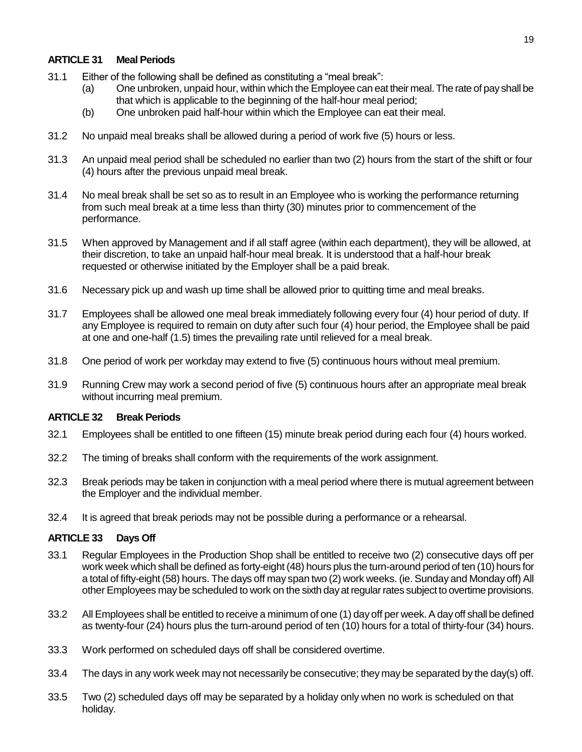## ARTICLE 31 Meal Periods

31.1 Either of the following shall be defined as constituting a "meal break":

- (a) One unbroken, unpaid hour, within which the Employee can eat their meal. The rate of pay shall be that which is applicable to the beginning of the half-hour meal period;
- (b) One unbroken paid half-hour within which the Employee can eat their meal.

31.2 No unpaid meal breaks shall be allowed during a period of work five (5) hours or less.

31.3 An unpaid meal period shall be scheduled no earlier than two (2) hours from the start of the shift or four (4) hours after the previous unpaid meal break.

31.4 No meal break shall be set so as to result in an Employee who is working the performance returning from such meal break at a time less than thirty (30) minutes prior to commencement of the performance.

31.5 When approved by Management and if all staff agree (within each department), they will be allowed, at their discretion, to take an unpaid half-hour meal break. It is understood that a half-hour break requested or otherwise initiated by the Employer shall be a paid break.

31.6 Necessary pick up and wash up time shall be allowed prior to quitting time and meal breaks.

31.7 Employees shall be allowed one meal break immediately following every four (4) hour period of duty. If any Employee is required to remain on duty after such four (4) hour period, the Employee shall be paid at one and one-half (1.5) times the prevailing rate until relieved for a meal break.

31.8 One period of work per workday may extend to five (5) continuous hours without meal premium.

31.9 Running Crew may work a second period of five (5) continuous hours after an appropriate meal break without incurring meal premium.

## ARTICLE 32 Break Periods

32.1 Employees shall be entitled to one fifteen (15) minute break period during each four (4) hours worked.

32.2 The timing of breaks shall conform with the requirements of the work assignment.

32.3 Break periods may be taken in conjunction with a meal period where there is mutual agreement between the Employer and the individual member.

32.4 It is agreed that break periods may not be possible during a performance or a rehearsal.

## ARTICLE 33 Days Off

33.1 Regular Employees in the Production Shop shall be entitled to receive two (2) consecutive days off per work week which shall be defined as forty-eight (48) hours plus the turn-around period of ten (10) hours for a total of fifty-eight (58) hours. The days off may span two (2) work weeks. (ie. Sunday and Monday off) All other Employees may be scheduled to work on the sixth day at regular rates subject to overtime provisions.

33.2 All Employees shall be entitled to receive a minimum of one (1) day off per week. A day off shall be defined as twenty-four (24) hours plus the turn-around period of ten (10) hours for a total of thirty-four (34) hours.

33.3 Work performed on scheduled days off shall be considered overtime.

33.4 The days in any work week may not necessarily be consecutive; they may be separated by the day(s) off.

33.5 Two (2) scheduled days off may be separated by a holiday only when no work is scheduled on that holiday.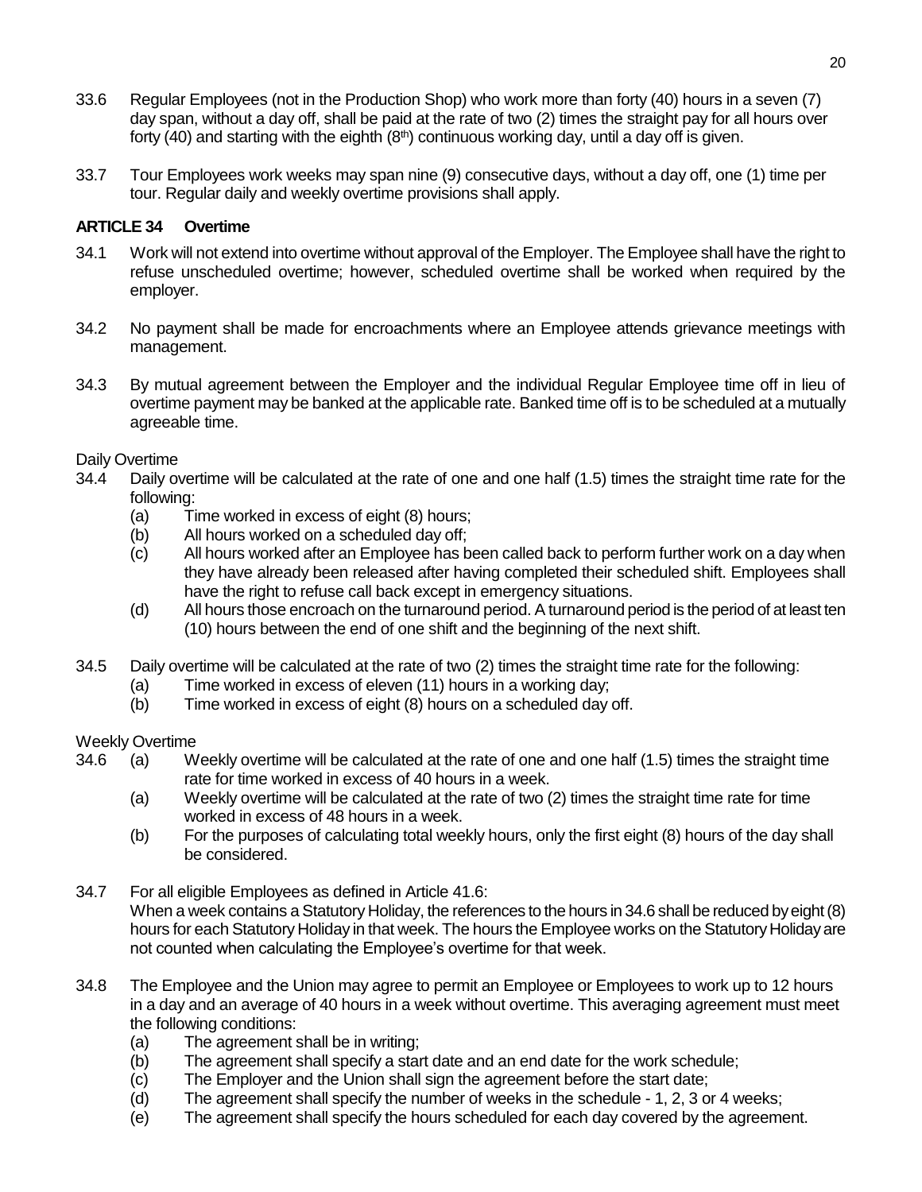33.6 Regular Employees (not in the Production Shop) who work more than forty (40) hours in a seven (7) day span, without a day off, shall be paid at the rate of two (2) times the straight pay for all hours over forty (40) and starting with the eighth (8th) continuous working day, until a day off is given.

33.7 Tour Employees work weeks may span nine (9) consecutive days, without a day off, one (1) time per tour. Regular daily and weekly overtime provisions shall apply.

## ARTICLE 34 Overtime

34.1 Work will not extend into overtime without approval of the Employer. The Employee shall have the right to refuse unscheduled overtime; however, scheduled overtime shall be worked when required by the employer.

34.2 No payment shall be made for encroachments where an Employee attends grievance meetings with management.

34.3 By mutual agreement between the Employer and the individual Regular Employee time off in lieu of overtime payment may be banked at the applicable rate. Banked time off is to be scheduled at a mutually agreeable time.

Daily Overtime

34.4 Daily overtime will be calculated at the rate of one and one half (1.5) times the straight time rate for the following:

- (a) Time worked in excess of eight (8) hours;
- (b) All hours worked on a scheduled day off;
- (c) All hours worked after an Employee has been called back to perform further work on a day when they have already been released after having completed their scheduled shift. Employees shall have the right to refuse call back except in emergency situations.
- (d) All hours those encroach on the turnaround period. A turnaround period is the period of at least ten (10) hours between the end of one shift and the beginning of the next shift.

34.5 Daily overtime will be calculated at the rate of two (2) times the straight time rate for the following:

- (a) Time worked in excess of eleven (11) hours in a working day;
- (b) Time worked in excess of eight (8) hours on a scheduled day off.

Weekly Overtime

34.6

- (a) Weekly overtime will be calculated at the rate of one and one half (1.5) times the straight time rate for time worked in excess of 40 hours in a week.
- (a) Weekly overtime will be calculated at the rate of two (2) times the straight time rate for time worked in excess of 48 hours in a week.
- (b) For the purposes of calculating total weekly hours, only the first eight (8) hours of the day shall be considered.

34.7 For all eligible Employees as defined in Article 41.6:
When a week contains a Statutory Holiday, the references to the hours in 34.6 shall be reduced by eight (8) hours for each Statutory Holiday in that week. The hours the Employee works on the Statutory Holiday are not counted when calculating the Employee's overtime for that week.

34.8 The Employee and the Union may agree to permit an Employee or Employees to work up to 12 hours in a day and an average of 40 hours in a week without overtime. This averaging agreement must meet the following conditions:

- (a) The agreement shall be in writing;
- (b) The agreement shall specify a start date and an end date for the work schedule;
- (c) The Employer and the Union shall sign the agreement before the start date;
- (d) The agreement shall specify the number of weeks in the schedule - 1, 2, 3 or 4 weeks;
- (e) The agreement shall specify the hours scheduled for each day covered by the agreement.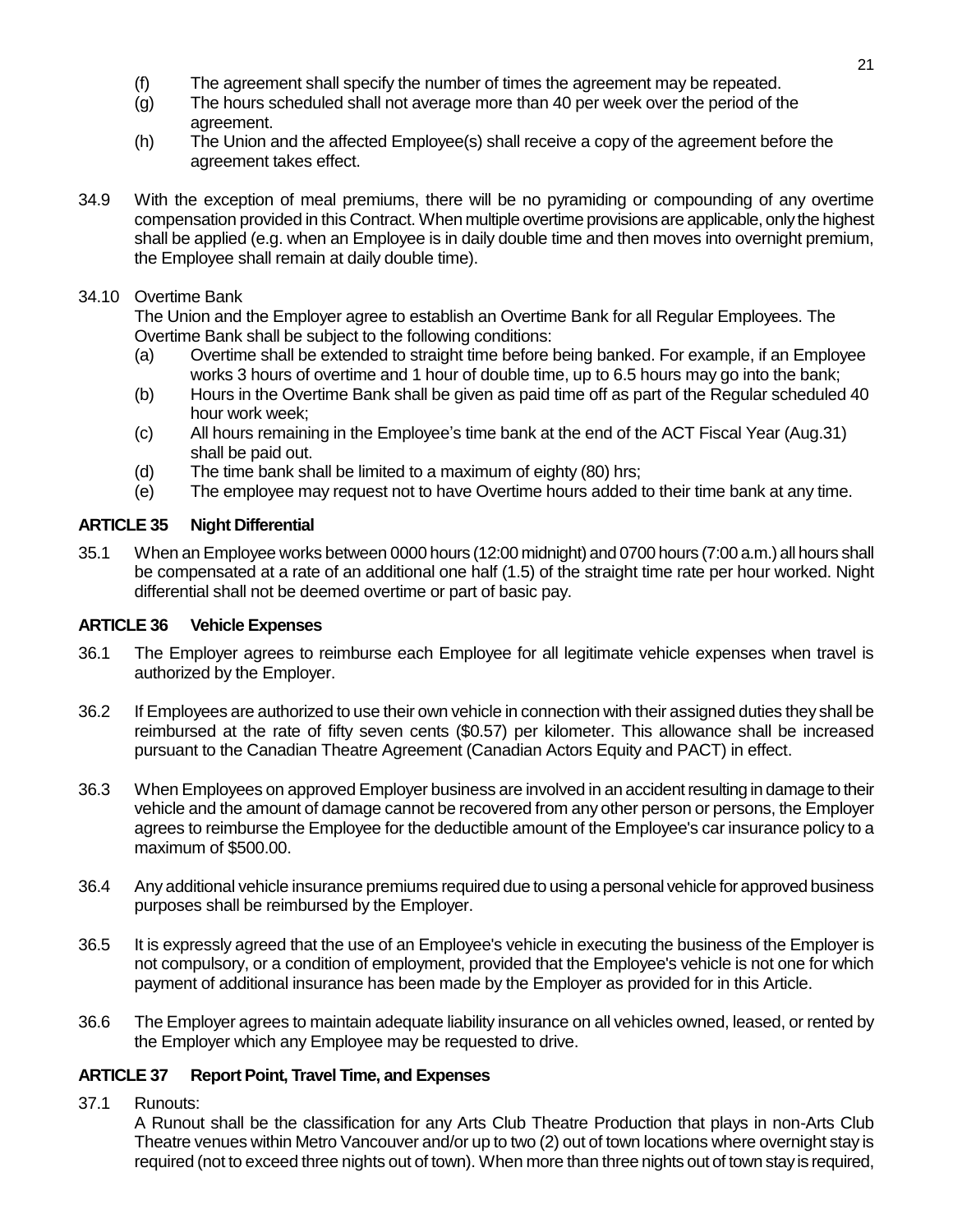(f) The agreement shall specify the number of times the agreement may be repeated.
(g) The hours scheduled shall not average more than 40 per week over the period of the agreement.
(h) The Union and the affected Employee(s) shall receive a copy of the agreement before the agreement takes effect.

34.9 With the exception of meal premiums, there will be no pyramiding or compounding of any overtime compensation provided in this Contract. When multiple overtime provisions are applicable, only the highest shall be applied (e.g. when an Employee is in daily double time and then moves into overnight premium, the Employee shall remain at daily double time).

34.10 Overtime Bank
The Union and the Employer agree to establish an Overtime Bank for all Regular Employees. The Overtime Bank shall be subject to the following conditions:
(a) Overtime shall be extended to straight time before being banked. For example, if an Employee works 3 hours of overtime and 1 hour of double time, up to 6.5 hours may go into the bank;
(b) Hours in the Overtime Bank shall be given as paid time off as part of the Regular scheduled 40 hour work week;
(c) All hours remaining in the Employee's time bank at the end of the ACT Fiscal Year (Aug.31) shall be paid out.
(d) The time bank shall be limited to a maximum of eighty (80) hrs;
(e) The employee may request not to have Overtime hours added to their time bank at any time.

## ARTICLE 35 Night Differential

35.1 When an Employee works between 0000 hours (12:00 midnight) and 0700 hours (7:00 a.m.) all hours shall be compensated at a rate of an additional one half (1.5) of the straight time rate per hour worked. Night differential shall not be deemed overtime or part of basic pay.

## ARTICLE 36 Vehicle Expenses

36.1 The Employer agrees to reimburse each Employee for all legitimate vehicle expenses when travel is authorized by the Employer.

36.2 If Employees are authorized to use their own vehicle in connection with their assigned duties they shall be reimbursed at the rate of fifty seven cents ($0.57) per kilometer. This allowance shall be increased pursuant to the Canadian Theatre Agreement (Canadian Actors Equity and PACT) in effect.

36.3 When Employees on approved Employer business are involved in an accident resulting in damage to their vehicle and the amount of damage cannot be recovered from any other person or persons, the Employer agrees to reimburse the Employee for the deductible amount of the Employee's car insurance policy to a maximum of $500.00.

36.4 Any additional vehicle insurance premiums required due to using a personal vehicle for approved business purposes shall be reimbursed by the Employer.

36.5 It is expressly agreed that the use of an Employee's vehicle in executing the business of the Employer is not compulsory, or a condition of employment, provided that the Employee's vehicle is not one for which payment of additional insurance has been made by the Employer as provided for in this Article.

36.6 The Employer agrees to maintain adequate liability insurance on all vehicles owned, leased, or rented by the Employer which any Employee may be requested to drive.

## ARTICLE 37 Report Point, Travel Time, and Expenses

37.1 Runouts:
A Runout shall be the classification for any Arts Club Theatre Production that plays in non-Arts Club Theatre venues within Metro Vancouver and/or up to two (2) out of town locations where overnight stay is required (not to exceed three nights out of town). When more than three nights out of town stay is required,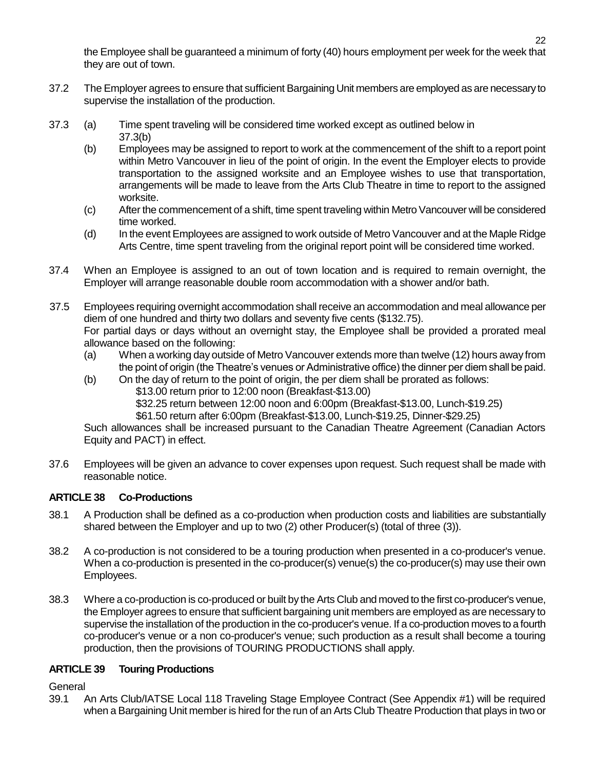the Employee shall be guaranteed a minimum of forty (40) hours employment per week for the week that they are out of town.

37.2 The Employer agrees to ensure that sufficient Bargaining Unit members are employed as are necessary to supervise the installation of the production.

37.3 (a) Time spent traveling will be considered time worked except as outlined below in 37.3(b)

(b) Employees may be assigned to report to work at the commencement of the shift to a report point within Metro Vancouver in lieu of the point of origin. In the event the Employer elects to provide transportation to the assigned worksite and an Employee wishes to use that transportation, arrangements will be made to leave from the Arts Club Theatre in time to report to the assigned worksite.

(c) After the commencement of a shift, time spent traveling within Metro Vancouver will be considered time worked.

(d) In the event Employees are assigned to work outside of Metro Vancouver and at the Maple Ridge Arts Centre, time spent traveling from the original report point will be considered time worked.

37.4 When an Employee is assigned to an out of town location and is required to remain overnight, the Employer will arrange reasonable double room accommodation with a shower and/or bath.

37.5 Employees requiring overnight accommodation shall receive an accommodation and meal allowance per diem of one hundred and thirty two dollars and seventy five cents ($132.75).
For partial days or days without an overnight stay, the Employee shall be provided a prorated meal allowance based on the following:

(a) When a working day outside of Metro Vancouver extends more than twelve (12) hours away from the point of origin (the Theatre's venues or Administrative office) the dinner per diem shall be paid.

(b) On the day of return to the point of origin, the per diem shall be prorated as follows:
$13.00 return prior to 12:00 noon (Breakfast-$13.00)
$32.25 return between 12:00 noon and 6:00pm (Breakfast-$13.00, Lunch-$19.25)
$61.50 return after 6:00pm (Breakfast-$13.00, Lunch-$19.25, Dinner-$29.25)

Such allowances shall be increased pursuant to the Canadian Theatre Agreement (Canadian Actors Equity and PACT) in effect.

37.6 Employees will be given an advance to cover expenses upon request. Such request shall be made with reasonable notice.

## ARTICLE 38 Co-Productions

38.1 A Production shall be defined as a co-production when production costs and liabilities are substantially shared between the Employer and up to two (2) other Producer(s) (total of three (3)).

38.2 A co-production is not considered to be a touring production when presented in a co-producer's venue. When a co-production is presented in the co-producer(s) venue(s) the co-producer(s) may use their own Employees.

38.3 Where a co-production is co-produced or built by the Arts Club and moved to the first co-producer's venue, the Employer agrees to ensure that sufficient bargaining unit members are employed as are necessary to supervise the installation of the production in the co-producer's venue. If a co-production moves to a fourth co-producer's venue or a non co-producer's venue; such production as a result shall become a touring production, then the provisions of TOURING PRODUCTIONS shall apply.

## ARTICLE 39 Touring Productions

General

39.1 An Arts Club/IATSE Local 118 Traveling Stage Employee Contract (See Appendix #1) will be required when a Bargaining Unit member is hired for the run of an Arts Club Theatre Production that plays in two or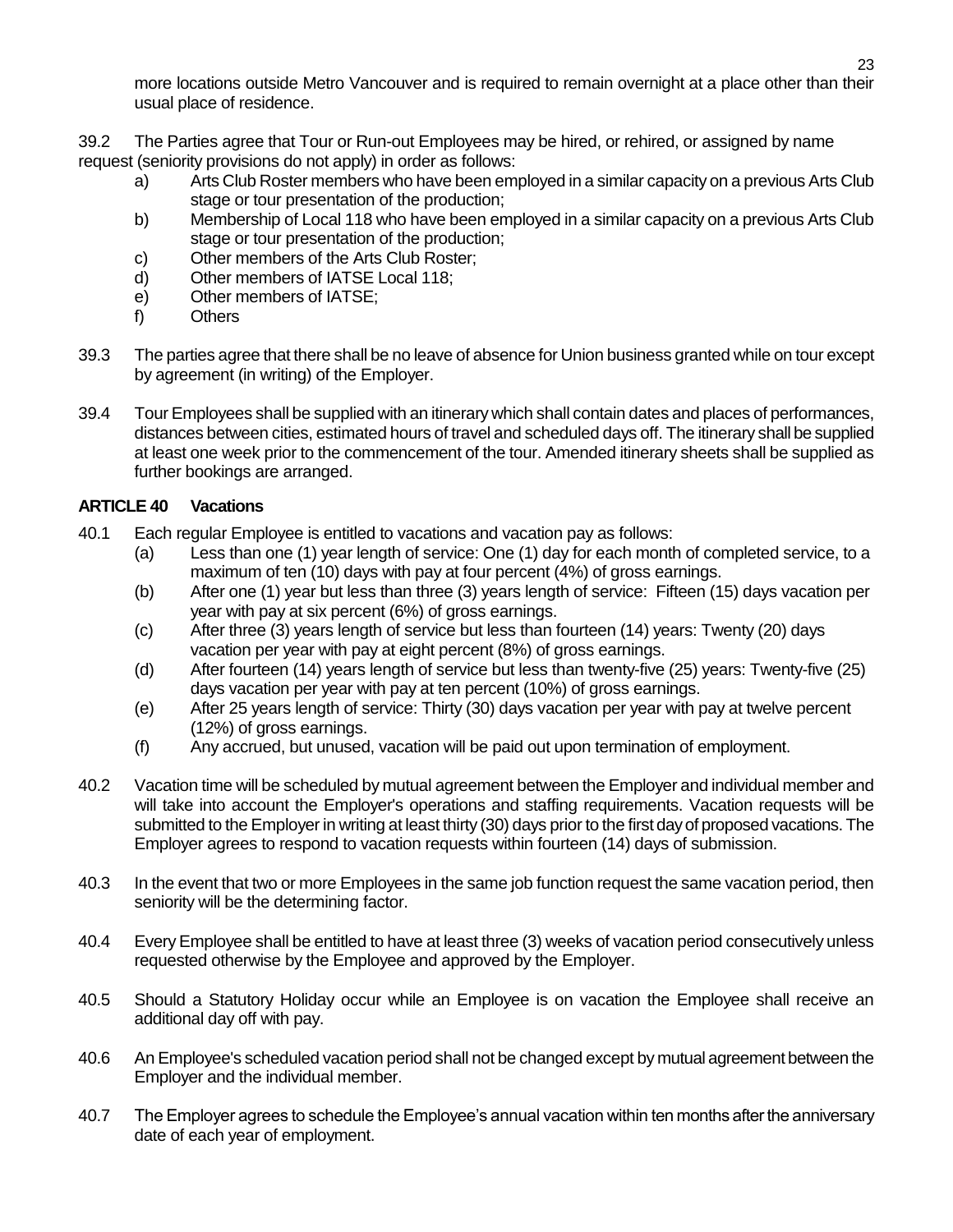more locations outside Metro Vancouver and is required to remain overnight at a place other than their usual place of residence.

39.2 The Parties agree that Tour or Run-out Employees may be hired, or rehired, or assigned by name request (seniority provisions do not apply) in order as follows:

a) Arts Club Roster members who have been employed in a similar capacity on a previous Arts Club stage or tour presentation of the production;
b) Membership of Local 118 who have been employed in a similar capacity on a previous Arts Club stage or tour presentation of the production;
c) Other members of the Arts Club Roster;
d) Other members of IATSE Local 118;
e) Other members of IATSE;
f) Others

39.3 The parties agree that there shall be no leave of absence for Union business granted while on tour except by agreement (in writing) of the Employer.

39.4 Tour Employees shall be supplied with an itinerary which shall contain dates and places of performances, distances between cities, estimated hours of travel and scheduled days off. The itinerary shall be supplied at least one week prior to the commencement of the tour. Amended itinerary sheets shall be supplied as further bookings are arranged.

## ARTICLE 40 Vacations

40.1 Each regular Employee is entitled to vacations and vacation pay as follows:

(a) Less than one (1) year length of service: One (1) day for each month of completed service, to a maximum of ten (10) days with pay at four percent (4%) of gross earnings.
(b) After one (1) year but less than three (3) years length of service: Fifteen (15) days vacation per year with pay at six percent (6%) of gross earnings.
(c) After three (3) years length of service but less than fourteen (14) years: Twenty (20) days vacation per year with pay at eight percent (8%) of gross earnings.
(d) After fourteen (14) years length of service but less than twenty-five (25) years: Twenty-five (25) days vacation per year with pay at ten percent (10%) of gross earnings.
(e) After 25 years length of service: Thirty (30) days vacation per year with pay at twelve percent (12%) of gross earnings.
(f) Any accrued, but unused, vacation will be paid out upon termination of employment.

40.2 Vacation time will be scheduled by mutual agreement between the Employer and individual member and will take into account the Employer's operations and staffing requirements. Vacation requests will be submitted to the Employer in writing at least thirty (30) days prior to the first day of proposed vacations. The Employer agrees to respond to vacation requests within fourteen (14) days of submission.

40.3 In the event that two or more Employees in the same job function request the same vacation period, then seniority will be the determining factor.

40.4 Every Employee shall be entitled to have at least three (3) weeks of vacation period consecutively unless requested otherwise by the Employee and approved by the Employer.

40.5 Should a Statutory Holiday occur while an Employee is on vacation the Employee shall receive an additional day off with pay.

40.6 An Employee's scheduled vacation period shall not be changed except by mutual agreement between the Employer and the individual member.

40.7 The Employer agrees to schedule the Employee's annual vacation within ten months after the anniversary date of each year of employment.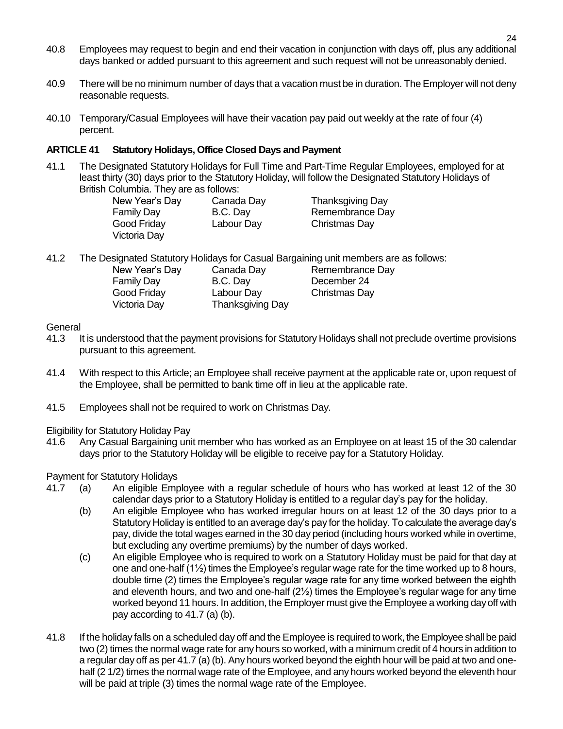40.8 Employees may request to begin and end their vacation in conjunction with days off, plus any additional days banked or added pursuant to this agreement and such request will not be unreasonably denied.

40.9 There will be no minimum number of days that a vacation must be in duration. The Employer will not deny reasonable requests.

40.10 Temporary/Casual Employees will have their vacation pay paid out weekly at the rate of four (4) percent.

## ARTICLE 41 Statutory Holidays, Office Closed Days and Payment

41.1 The Designated Statutory Holidays for Full Time and Part-Time Regular Employees, employed for at least thirty (30) days prior to the Statutory Holiday, will follow the Designated Statutory Holidays of British Columbia. They are as follows:

| | | |
|---|---|---|
| New Year's Day | Canada Day | Thanksgiving Day |
| Family Day | B.C. Day | Remembrance Day |
| Good Friday | Labour Day | Christmas Day |
| Victoria Day | | |

41.2 The Designated Statutory Holidays for Casual Bargaining unit members are as follows:

| | | |
|---|---|---|
| New Year's Day | Canada Day | Remembrance Day |
| Family Day | B.C. Day | December 24 |
| Good Friday | Labour Day | Christmas Day |
| Victoria Day | Thanksgiving Day | |

General

41.3 It is understood that the payment provisions for Statutory Holidays shall not preclude overtime provisions pursuant to this agreement.

41.4 With respect to this Article; an Employee shall receive payment at the applicable rate or, upon request of the Employee, shall be permitted to bank time off in lieu at the applicable rate.

41.5 Employees shall not be required to work on Christmas Day.

Eligibility for Statutory Holiday Pay

41.6 Any Casual Bargaining unit member who has worked as an Employee on at least 15 of the 30 calendar days prior to the Statutory Holiday will be eligible to receive pay for a Statutory Holiday.

Payment for Statutory Holidays

41.7 (a) An eligible Employee with a regular schedule of hours who has worked at least 12 of the 30 calendar days prior to a Statutory Holiday is entitled to a regular day's pay for the holiday.

(b) An eligible Employee who has worked irregular hours on at least 12 of the 30 days prior to a Statutory Holiday is entitled to an average day's pay for the holiday. To calculate the average day's pay, divide the total wages earned in the 30 day period (including hours worked while in overtime, but excluding any overtime premiums) by the number of days worked.

(c) An eligible Employee who is required to work on a Statutory Holiday must be paid for that day at one and one-half (1½) times the Employee's regular wage rate for the time worked up to 8 hours, double time (2) times the Employee's regular wage rate for any time worked between the eighth and eleventh hours, and two and one-half (2½) times the Employee's regular wage for any time worked beyond 11 hours. In addition, the Employer must give the Employee a working day off with pay according to 41.7 (a) (b).

41.8 If the holiday falls on a scheduled day off and the Employee is required to work, the Employee shall be paid two (2) times the normal wage rate for any hours so worked, with a minimum credit of 4 hours in addition to a regular day off as per 41.7 (a) (b). Any hours worked beyond the eighth hour will be paid at two and one-half (2 1/2) times the normal wage rate of the Employee, and any hours worked beyond the eleventh hour will be paid at triple (3) times the normal wage rate of the Employee.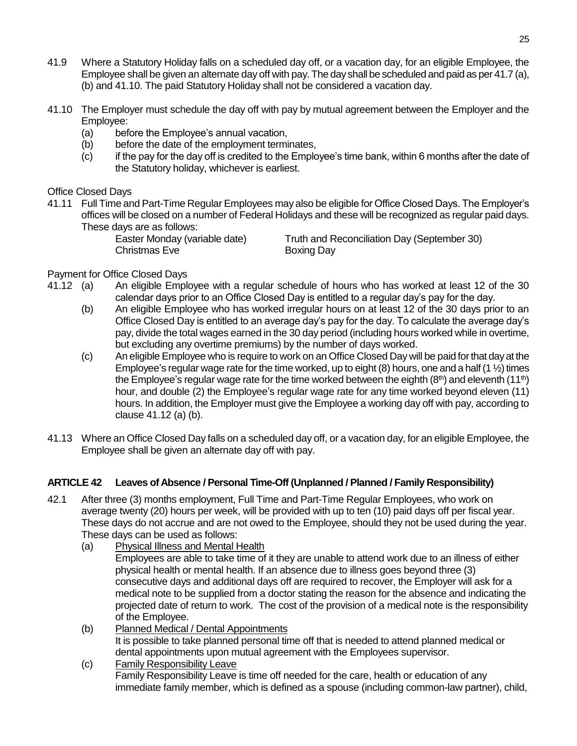41.9 Where a Statutory Holiday falls on a scheduled day off, or a vacation day, for an eligible Employee, the Employee shall be given an alternate day off with pay. The day shall be scheduled and paid as per 41.7 (a), (b) and 41.10. The paid Statutory Holiday shall not be considered a vacation day.

41.10 The Employer must schedule the day off with pay by mutual agreement between the Employer and the Employee:

- (a) before the Employee's annual vacation,
- (b) before the date of the employment terminates,
- (c) if the pay for the day off is credited to the Employee's time bank, within 6 months after the date of the Statutory holiday, whichever is earliest.

Office Closed Days

41.11 Full Time and Part-Time Regular Employees may also be eligible for Office Closed Days. The Employer's offices will be closed on a number of Federal Holidays and these will be recognized as regular paid days. These days are as follows:

| | |
|---|---|
| Easter Monday (variable date) | Truth and Reconciliation Day (September 30) |
| Christmas Eve | Boxing Day |

Payment for Office Closed Days

41.12 (a) An eligible Employee with a regular schedule of hours who has worked at least 12 of the 30 calendar days prior to an Office Closed Day is entitled to a regular day's pay for the day.

(b) An eligible Employee who has worked irregular hours on at least 12 of the 30 days prior to an Office Closed Day is entitled to an average day's pay for the day. To calculate the average day's pay, divide the total wages earned in the 30 day period (including hours worked while in overtime, but excluding any overtime premiums) by the number of days worked.

(c) An eligible Employee who is require to work on an Office Closed Day will be paid for that day at the Employee's regular wage rate for the time worked, up to eight (8) hours, one and a half (1 ½) times the Employee's regular wage rate for the time worked between the eighth (8th) and eleventh (11th) hour, and double (2) the Employee's regular wage rate for any time worked beyond eleven (11) hours. In addition, the Employer must give the Employee a working day off with pay, according to clause 41.12 (a) (b).

41.13 Where an Office Closed Day falls on a scheduled day off, or a vacation day, for an eligible Employee, the Employee shall be given an alternate day off with pay.

## ARTICLE 42 Leaves of Absence / Personal Time-Off (Unplanned / Planned / Family Responsibility)

42.1 After three (3) months employment, Full Time and Part-Time Regular Employees, who work on average twenty (20) hours per week, will be provided with up to ten (10) paid days off per fiscal year. These days do not accrue and are not owed to the Employee, should they not be used during the year. These days can be used as follows:

(a) Physical Illness and Mental Health
Employees are able to take time of it they are unable to attend work due to an illness of either physical health or mental health. If an absence due to illness goes beyond three (3) consecutive days and additional days off are required to recover, the Employer will ask for a medical note to be supplied from a doctor stating the reason for the absence and indicating the projected date of return to work. The cost of the provision of a medical note is the responsibility of the Employee.

(b) Planned Medical / Dental Appointments
It is possible to take planned personal time off that is needed to attend planned medical or dental appointments upon mutual agreement with the Employees supervisor.

(c) Family Responsibility Leave
Family Responsibility Leave is time off needed for the care, health or education of any immediate family member, which is defined as a spouse (including common-law partner), child,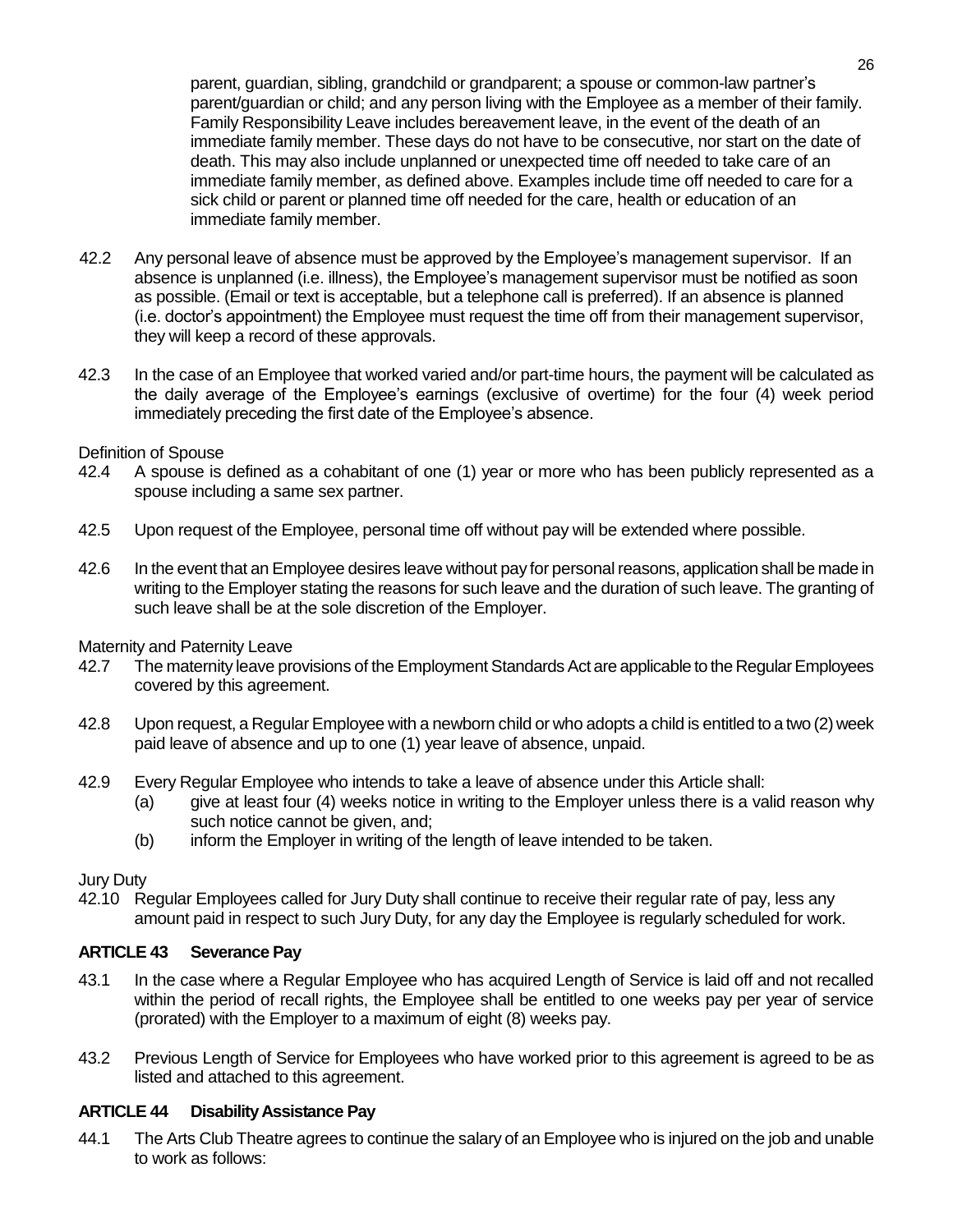parent, guardian, sibling, grandchild or grandparent; a spouse or common-law partner's parent/guardian or child; and any person living with the Employee as a member of their family. Family Responsibility Leave includes bereavement leave, in the event of the death of an immediate family member. These days do not have to be consecutive, nor start on the date of death. This may also include unplanned or unexpected time off needed to take care of an immediate family member, as defined above. Examples include time off needed to care for a sick child or parent or planned time off needed for the care, health or education of an immediate family member.

42.2 Any personal leave of absence must be approved by the Employee's management supervisor. If an absence is unplanned (i.e. illness), the Employee's management supervisor must be notified as soon as possible. (Email or text is acceptable, but a telephone call is preferred). If an absence is planned (i.e. doctor's appointment) the Employee must request the time off from their management supervisor, they will keep a record of these approvals.

42.3 In the case of an Employee that worked varied and/or part-time hours, the payment will be calculated as the daily average of the Employee's earnings (exclusive of overtime) for the four (4) week period immediately preceding the first date of the Employee's absence.

Definition of Spouse

42.4 A spouse is defined as a cohabitant of one (1) year or more who has been publicly represented as a spouse including a same sex partner.

42.5 Upon request of the Employee, personal time off without pay will be extended where possible.

42.6 In the event that an Employee desires leave without pay for personal reasons, application shall be made in writing to the Employer stating the reasons for such leave and the duration of such leave. The granting of such leave shall be at the sole discretion of the Employer.

Maternity and Paternity Leave

42.7 The maternity leave provisions of the Employment Standards Act are applicable to the Regular Employees covered by this agreement.

42.8 Upon request, a Regular Employee with a newborn child or who adopts a child is entitled to a two (2) week paid leave of absence and up to one (1) year leave of absence, unpaid.

42.9 Every Regular Employee who intends to take a leave of absence under this Article shall:

(a) give at least four (4) weeks notice in writing to the Employer unless there is a valid reason why such notice cannot be given, and;

(b) inform the Employer in writing of the length of leave intended to be taken.

Jury Duty

42.10 Regular Employees called for Jury Duty shall continue to receive their regular rate of pay, less any amount paid in respect to such Jury Duty, for any day the Employee is regularly scheduled for work.

## ARTICLE 43 Severance Pay

43.1 In the case where a Regular Employee who has acquired Length of Service is laid off and not recalled within the period of recall rights, the Employee shall be entitled to one weeks pay per year of service (prorated) with the Employer to a maximum of eight (8) weeks pay.

43.2 Previous Length of Service for Employees who have worked prior to this agreement is agreed to be as listed and attached to this agreement.

## ARTICLE 44 Disability Assistance Pay

44.1 The Arts Club Theatre agrees to continue the salary of an Employee who is injured on the job and unable to work as follows: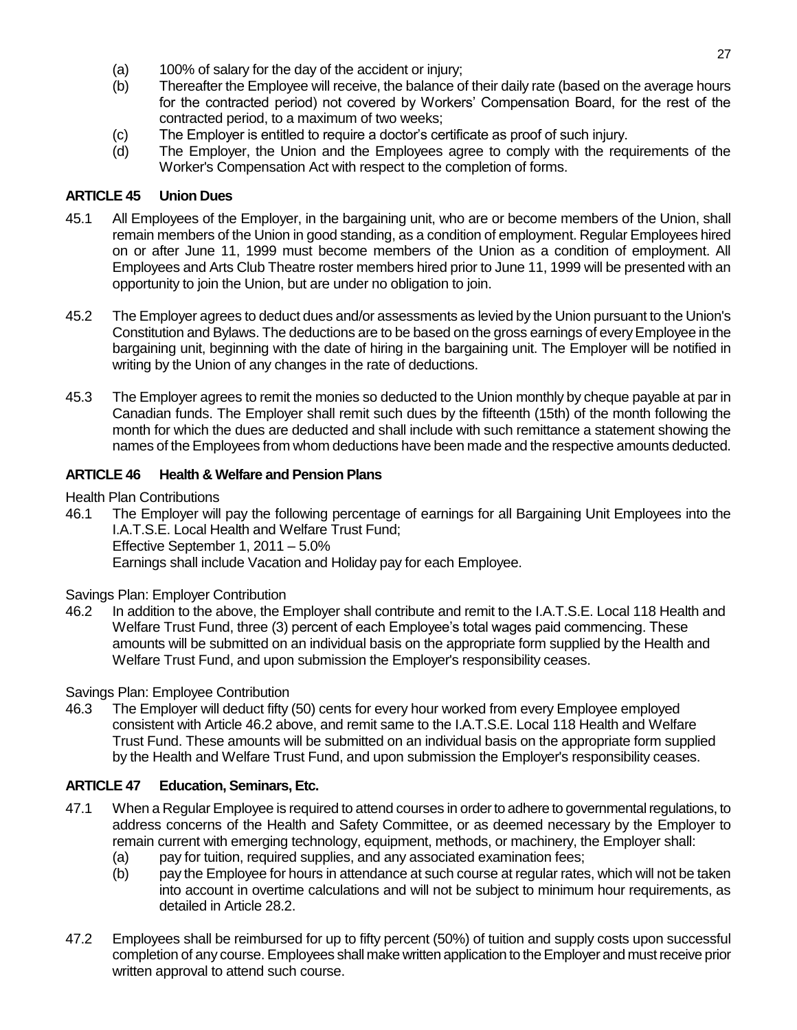(a) 100% of salary for the day of the accident or injury;

(b) Thereafter the Employee will receive, the balance of their daily rate (based on the average hours for the contracted period) not covered by Workers' Compensation Board, for the rest of the contracted period, to a maximum of two weeks;

(c) The Employer is entitled to require a doctor's certificate as proof of such injury.

(d) The Employer, the Union and the Employees agree to comply with the requirements of the Worker's Compensation Act with respect to the completion of forms.

### ARTICLE 45 Union Dues

45.1 All Employees of the Employer, in the bargaining unit, who are or become members of the Union, shall remain members of the Union in good standing, as a condition of employment. Regular Employees hired on or after June 11, 1999 must become members of the Union as a condition of employment. All Employees and Arts Club Theatre roster members hired prior to June 11, 1999 will be presented with an opportunity to join the Union, but are under no obligation to join.

45.2 The Employer agrees to deduct dues and/or assessments as levied by the Union pursuant to the Union's Constitution and Bylaws. The deductions are to be based on the gross earnings of every Employee in the bargaining unit, beginning with the date of hiring in the bargaining unit. The Employer will be notified in writing by the Union of any changes in the rate of deductions.

45.3 The Employer agrees to remit the monies so deducted to the Union monthly by cheque payable at par in Canadian funds. The Employer shall remit such dues by the fifteenth (15th) of the month following the month for which the dues are deducted and shall include with such remittance a statement showing the names of the Employees from whom deductions have been made and the respective amounts deducted.

### ARTICLE 46 Health & Welfare and Pension Plans

Health Plan Contributions

46.1 The Employer will pay the following percentage of earnings for all Bargaining Unit Employees into the I.A.T.S.E. Local Health and Welfare Trust Fund;
Effective September 1, 2011 – 5.0%
Earnings shall include Vacation and Holiday pay for each Employee.

Savings Plan: Employer Contribution

46.2 In addition to the above, the Employer shall contribute and remit to the I.A.T.S.E. Local 118 Health and Welfare Trust Fund, three (3) percent of each Employee's total wages paid commencing. These amounts will be submitted on an individual basis on the appropriate form supplied by the Health and Welfare Trust Fund, and upon submission the Employer's responsibility ceases.

Savings Plan: Employee Contribution

46.3 The Employer will deduct fifty (50) cents for every hour worked from every Employee employed consistent with Article 46.2 above, and remit same to the I.A.T.S.E. Local 118 Health and Welfare Trust Fund. These amounts will be submitted on an individual basis on the appropriate form supplied by the Health and Welfare Trust Fund, and upon submission the Employer's responsibility ceases.

### ARTICLE 47 Education, Seminars, Etc.

47.1 When a Regular Employee is required to attend courses in order to adhere to governmental regulations, to address concerns of the Health and Safety Committee, or as deemed necessary by the Employer to remain current with emerging technology, equipment, methods, or machinery, the Employer shall:

(a) pay for tuition, required supplies, and any associated examination fees;

(b) pay the Employee for hours in attendance at such course at regular rates, which will not be taken into account in overtime calculations and will not be subject to minimum hour requirements, as detailed in Article 28.2.

47.2 Employees shall be reimbursed for up to fifty percent (50%) of tuition and supply costs upon successful completion of any course. Employees shall make written application to the Employer and must receive prior written approval to attend such course.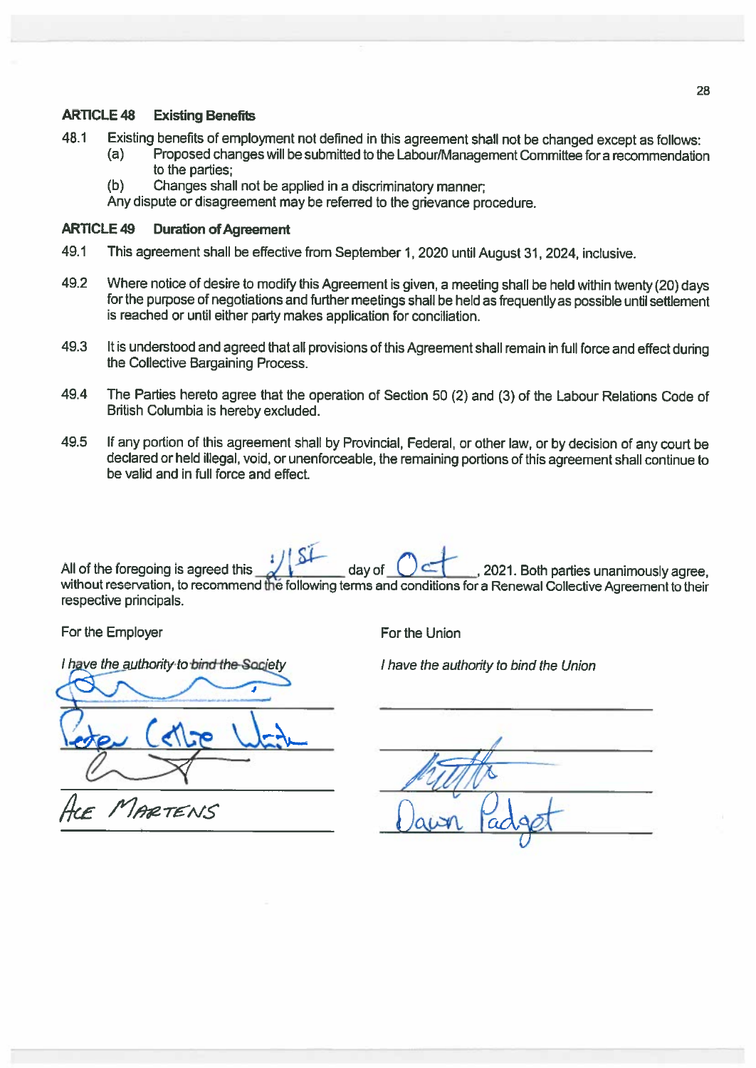### ARTICLE 48 Existing Benefits

48.1 Existing benefits of employment not defined in this agreement shall not be changed except as follows:

(a) Proposed changes will be submitted to the Labour/Management Committee for a recommendation to the parties;

(b) Changes shall not be applied in a discriminatory manner;

Any dispute or disagreement may be referred to the grievance procedure.

### ARTICLE 49 Duration of Agreement

49.1 This agreement shall be effective from September 1, 2020 until August 31, 2024, inclusive.

49.2 Where notice of desire to modify this Agreement is given, a meeting shall be held within twenty (20) days for the purpose of negotiations and further meetings shall be held as frequently as possible until settlement is reached or until either party makes application for conciliation.

49.3 It is understood and agreed that all provisions of this Agreement shall remain in full force and effect during the Collective Bargaining Process.

49.4 The Parties hereto agree that the operation of Section 50 (2) and (3) of the Labour Relations Code of British Columbia is hereby excluded.

49.5 If any portion of this agreement shall by Provincial, Federal, or other law, or by decision of any court be declared or held illegal, void, or unenforceable, the remaining portions of this agreement shall continue to be valid and in full force and effect.

All of the foregoing is agreed this 21st day of Oct, 2021. Both parties unanimously agree, without reservation, to recommend the following terms and conditions for a Renewal Collective Agreement to their respective principals.

For the Employer

*I have the authority to bind the Society*

Peter Cellie Wirth

Ace Martens

For the Union

*I have the authority to bind the Union*

Dawn Padget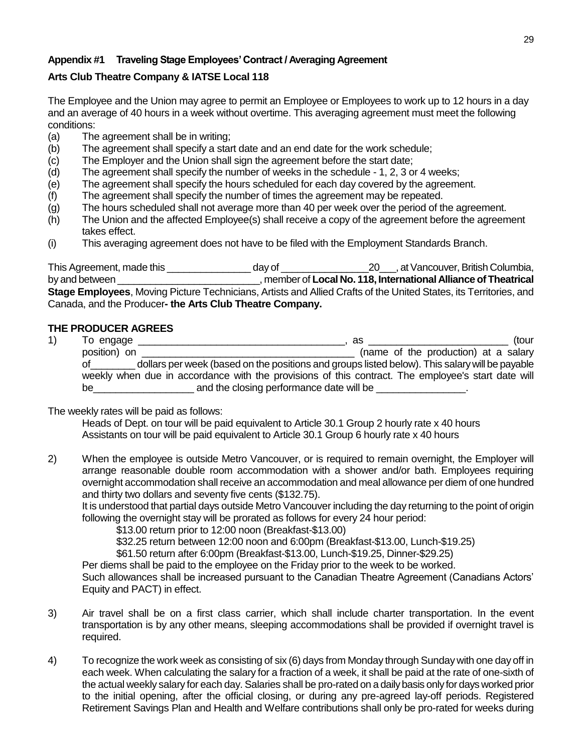## Appendix #1 Traveling Stage Employees' Contract / Averaging Agreement

## Arts Club Theatre Company & IATSE Local 118

The Employee and the Union may agree to permit an Employee or Employees to work up to 12 hours in a day and an average of 40 hours in a week without overtime. This averaging agreement must meet the following conditions:

(a) The agreement shall be in writing;
(b) The agreement shall specify a start date and an end date for the work schedule;
(c) The Employer and the Union shall sign the agreement before the start date;
(d) The agreement shall specify the number of weeks in the schedule - 1, 2, 3 or 4 weeks;
(e) The agreement shall specify the hours scheduled for each day covered by the agreement.
(f) The agreement shall specify the number of times the agreement may be repeated.
(g) The hours scheduled shall not average more than 40 per week over the period of the agreement.
(h) The Union and the affected Employee(s) shall receive a copy of the agreement before the agreement takes effect.
(i) This averaging agreement does not have to be filed with the Employment Standards Branch.

This Agreement, made this _______________ day of ________________20___, at Vancouver, British Columbia, by and between __________________________, member of **Local No. 118, International Alliance of Theatrical Stage Employees**, Moving Picture Technicians, Artists and Allied Crafts of the United States, its Territories, and Canada, and the Producer**- the Arts Club Theatre Company.**

### THE PRODUCER AGREES

1) To engage _____________________________________, as _________________________ (tour position) on ______________________________________ (name of the production) at a salary of________ dollars per week (based on the positions and groups listed below). This salary will be payable weekly when due in accordance with the provisions of this contract. The employee's start date will be__________________ and the closing performance date will be ________________.

The weekly rates will be paid as follows:

Heads of Dept. on tour will be paid equivalent to Article 30.1 Group 2 hourly rate x 40 hours
Assistants on tour will be paid equivalent to Article 30.1 Group 6 hourly rate x 40 hours

2) When the employee is outside Metro Vancouver, or is required to remain overnight, the Employer will arrange reasonable double room accommodation with a shower and/or bath. Employees requiring overnight accommodation shall receive an accommodation and meal allowance per diem of one hundred and thirty two dollars and seventy five cents ($132.75).
It is understood that partial days outside Metro Vancouver including the day returning to the point of origin following the overnight stay will be prorated as follows for every 24 hour period:
$13.00 return prior to 12:00 noon (Breakfast-$13.00)
$32.25 return between 12:00 noon and 6:00pm (Breakfast-$13.00, Lunch-$19.25)
$61.50 return after 6:00pm (Breakfast-$13.00, Lunch-$19.25, Dinner-$29.25)
Per diems shall be paid to the employee on the Friday prior to the week to be worked.
Such allowances shall be increased pursuant to the Canadian Theatre Agreement (Canadians Actors' Equity and PACT) in effect.

3) Air travel shall be on a first class carrier, which shall include charter transportation. In the event transportation is by any other means, sleeping accommodations shall be provided if overnight travel is required.

4) To recognize the work week as consisting of six (6) days from Monday through Sunday with one day off in each week. When calculating the salary for a fraction of a week, it shall be paid at the rate of one-sixth of the actual weekly salary for each day. Salaries shall be pro-rated on a daily basis only for days worked prior to the initial opening, after the official closing, or during any pre-agreed lay-off periods. Registered Retirement Savings Plan and Health and Welfare contributions shall only be pro-rated for weeks during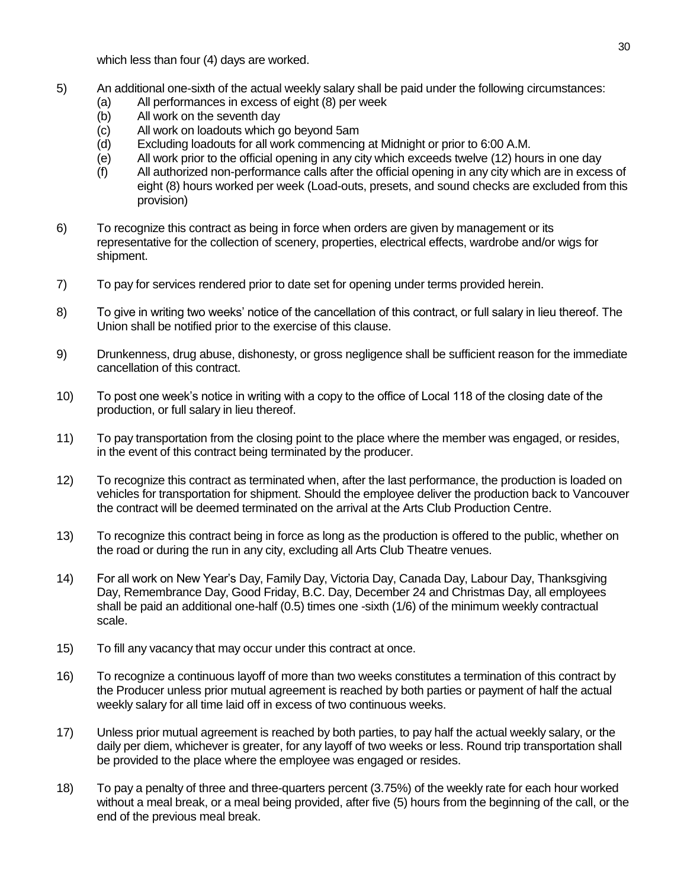which less than four (4) days are worked.

5) An additional one-sixth of the actual weekly salary shall be paid under the following circumstances:
   (a) All performances in excess of eight (8) per week
   (b) All work on the seventh day
   (c) All work on loadouts which go beyond 5am
   (d) Excluding loadouts for all work commencing at Midnight or prior to 6:00 A.M.
   (e) All work prior to the official opening in any city which exceeds twelve (12) hours in one day
   (f) All authorized non-performance calls after the official opening in any city which are in excess of eight (8) hours worked per week (Load-outs, presets, and sound checks are excluded from this provision)

6) To recognize this contract as being in force when orders are given by management or its representative for the collection of scenery, properties, electrical effects, wardrobe and/or wigs for shipment.

7) To pay for services rendered prior to date set for opening under terms provided herein.

8) To give in writing two weeks' notice of the cancellation of this contract, or full salary in lieu thereof. The Union shall be notified prior to the exercise of this clause.

9) Drunkenness, drug abuse, dishonesty, or gross negligence shall be sufficient reason for the immediate cancellation of this contract.

10) To post one week's notice in writing with a copy to the office of Local 118 of the closing date of the production, or full salary in lieu thereof.

11) To pay transportation from the closing point to the place where the member was engaged, or resides, in the event of this contract being terminated by the producer.

12) To recognize this contract as terminated when, after the last performance, the production is loaded on vehicles for transportation for shipment. Should the employee deliver the production back to Vancouver the contract will be deemed terminated on the arrival at the Arts Club Production Centre.

13) To recognize this contract being in force as long as the production is offered to the public, whether on the road or during the run in any city, excluding all Arts Club Theatre venues.

14) For all work on New Year's Day, Family Day, Victoria Day, Canada Day, Labour Day, Thanksgiving Day, Remembrance Day, Good Friday, B.C. Day, December 24 and Christmas Day, all employees shall be paid an additional one-half (0.5) times one -sixth (1/6) of the minimum weekly contractual scale.

15) To fill any vacancy that may occur under this contract at once.

16) To recognize a continuous layoff of more than two weeks constitutes a termination of this contract by the Producer unless prior mutual agreement is reached by both parties or payment of half the actual weekly salary for all time laid off in excess of two continuous weeks.

17) Unless prior mutual agreement is reached by both parties, to pay half the actual weekly salary, or the daily per diem, whichever is greater, for any layoff of two weeks or less. Round trip transportation shall be provided to the place where the employee was engaged or resides.

18) To pay a penalty of three and three-quarters percent (3.75%) of the weekly rate for each hour worked without a meal break, or a meal being provided, after five (5) hours from the beginning of the call, or the end of the previous meal break.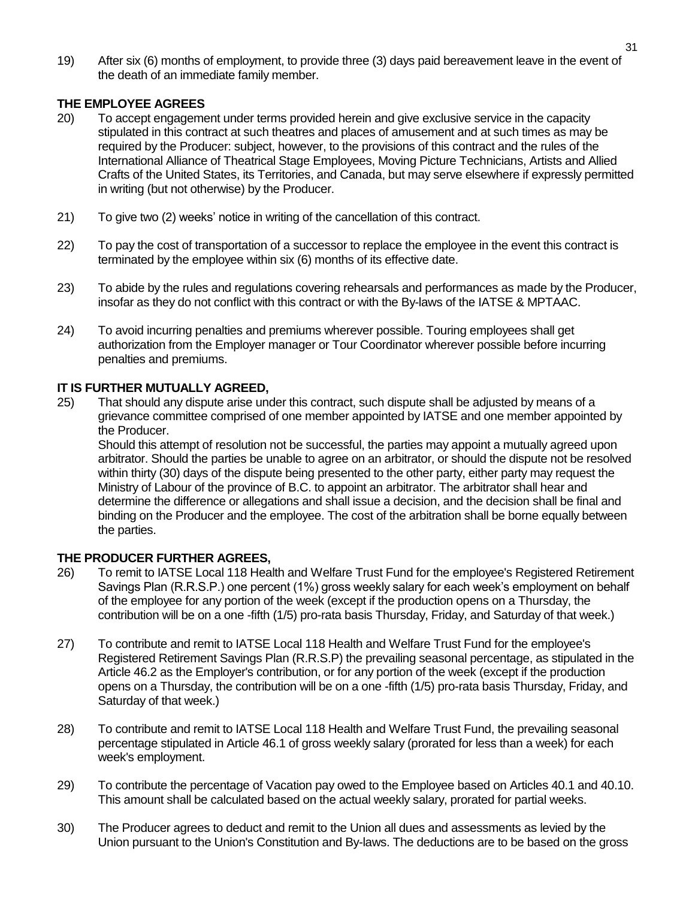19) After six (6) months of employment, to provide three (3) days paid bereavement leave in the event of the death of an immediate family member.

**THE EMPLOYEE AGREES**

20) To accept engagement under terms provided herein and give exclusive service in the capacity stipulated in this contract at such theatres and places of amusement and at such times as may be required by the Producer: subject, however, to the provisions of this contract and the rules of the International Alliance of Theatrical Stage Employees, Moving Picture Technicians, Artists and Allied Crafts of the United States, its Territories, and Canada, but may serve elsewhere if expressly permitted in writing (but not otherwise) by the Producer.

21) To give two (2) weeks' notice in writing of the cancellation of this contract.

22) To pay the cost of transportation of a successor to replace the employee in the event this contract is terminated by the employee within six (6) months of its effective date.

23) To abide by the rules and regulations covering rehearsals and performances as made by the Producer, insofar as they do not conflict with this contract or with the By-laws of the IATSE & MPTAAC.

24) To avoid incurring penalties and premiums wherever possible. Touring employees shall get authorization from the Employer manager or Tour Coordinator wherever possible before incurring penalties and premiums.

**IT IS FURTHER MUTUALLY AGREED,**

25) That should any dispute arise under this contract, such dispute shall be adjusted by means of a grievance committee comprised of one member appointed by IATSE and one member appointed by the Producer.

Should this attempt of resolution not be successful, the parties may appoint a mutually agreed upon arbitrator. Should the parties be unable to agree on an arbitrator, or should the dispute not be resolved within thirty (30) days of the dispute being presented to the other party, either party may request the Ministry of Labour of the province of B.C. to appoint an arbitrator. The arbitrator shall hear and determine the difference or allegations and shall issue a decision, and the decision shall be final and binding on the Producer and the employee. The cost of the arbitration shall be borne equally between the parties.

**THE PRODUCER FURTHER AGREES,**

26) To remit to IATSE Local 118 Health and Welfare Trust Fund for the employee's Registered Retirement Savings Plan (R.R.S.P.) one percent (1%) gross weekly salary for each week's employment on behalf of the employee for any portion of the week (except if the production opens on a Thursday, the contribution will be on a one -fifth (1/5) pro-rata basis Thursday, Friday, and Saturday of that week.)

27) To contribute and remit to IATSE Local 118 Health and Welfare Trust Fund for the employee's Registered Retirement Savings Plan (R.R.S.P) the prevailing seasonal percentage, as stipulated in the Article 46.2 as the Employer's contribution, or for any portion of the week (except if the production opens on a Thursday, the contribution will be on a one -fifth (1/5) pro-rata basis Thursday, Friday, and Saturday of that week.)

28) To contribute and remit to IATSE Local 118 Health and Welfare Trust Fund, the prevailing seasonal percentage stipulated in Article 46.1 of gross weekly salary (prorated for less than a week) for each week's employment.

29) To contribute the percentage of Vacation pay owed to the Employee based on Articles 40.1 and 40.10. This amount shall be calculated based on the actual weekly salary, prorated for partial weeks.

30) The Producer agrees to deduct and remit to the Union all dues and assessments as levied by the Union pursuant to the Union's Constitution and By-laws. The deductions are to be based on the gross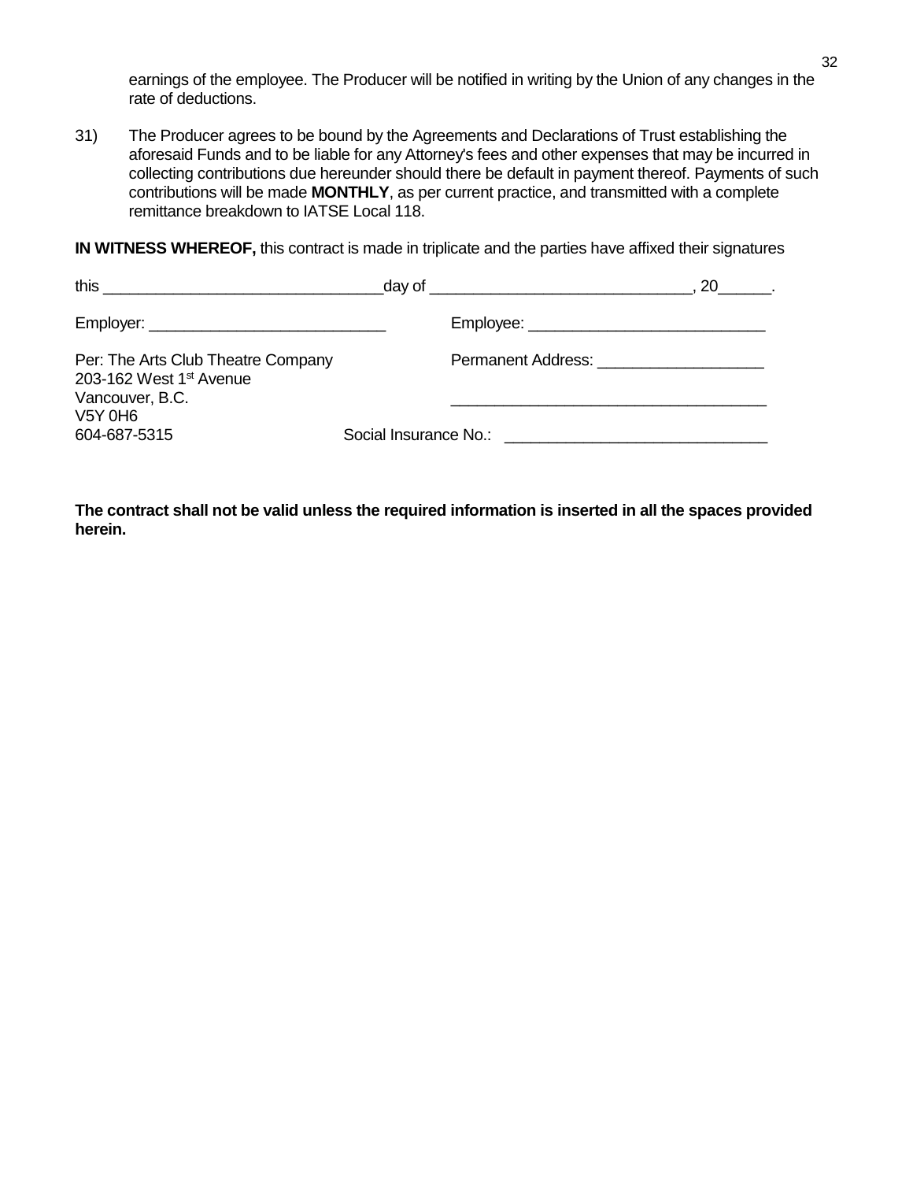earnings of the employee. The Producer will be notified in writing by the Union of any changes in the rate of deductions.

31) The Producer agrees to be bound by the Agreements and Declarations of Trust establishing the aforesaid Funds and to be liable for any Attorney's fees and other expenses that may be incurred in collecting contributions due hereunder should there be default in payment thereof. Payments of such contributions will be made **MONTHLY**, as per current practice, and transmitted with a complete remittance breakdown to IATSE Local 118.

**IN WITNESS WHEREOF,** this contract is made in triplicate and the parties have affixed their signatures

this ________________________________day of ______________________________, 20______.

Employer: ___________________________

Employee: ___________________________

Per: The Arts Club Theatre Company
203-162 West 1st Avenue
Vancouver, B.C.
V5Y 0H6
604-687-5315

Permanent Address: ___________________

____________________________________

Social Insurance No.: ______________________________

**The contract shall not be valid unless the required information is inserted in all the spaces provided herein.**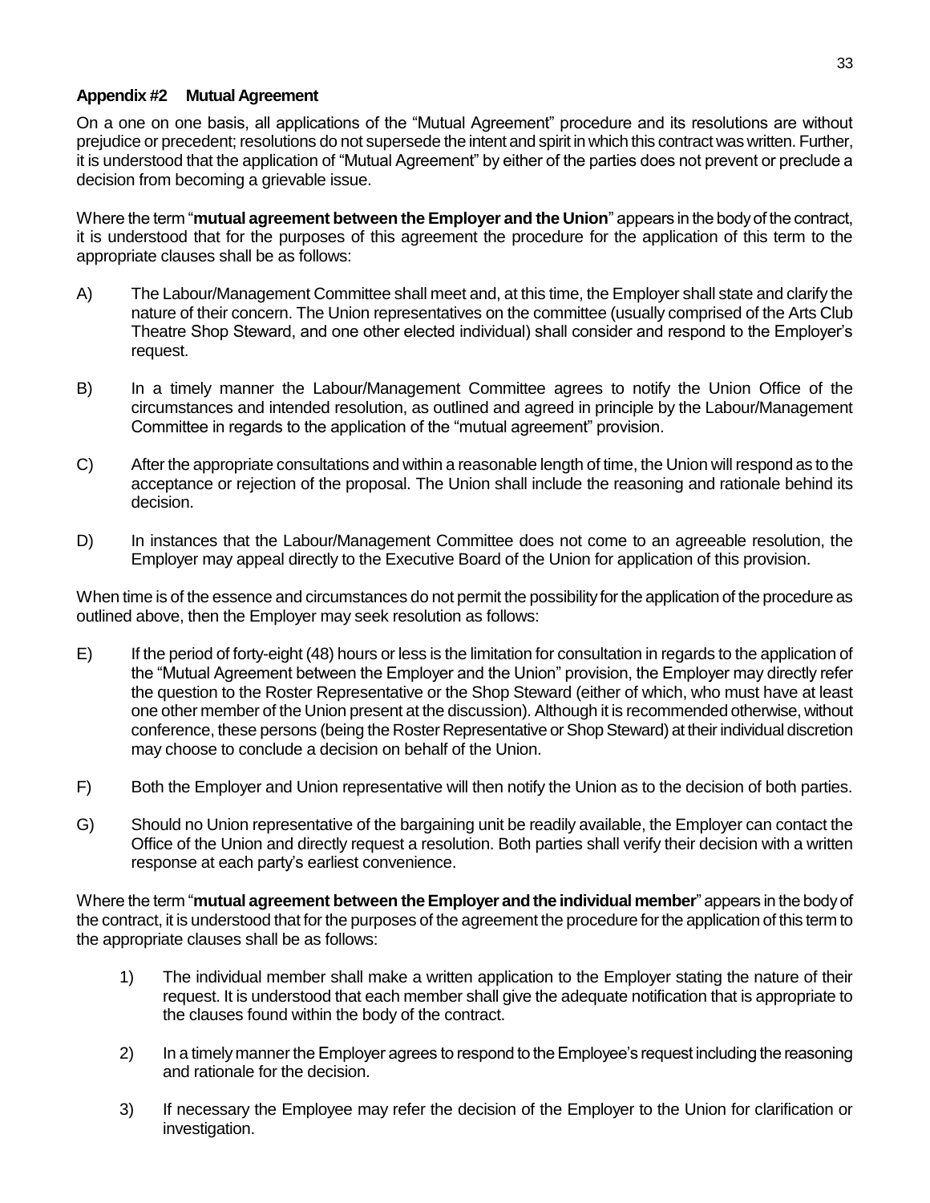## Appendix #2 Mutual Agreement

On a one on one basis, all applications of the "Mutual Agreement" procedure and its resolutions are without prejudice or precedent; resolutions do not supersede the intent and spirit in which this contract was written. Further, it is understood that the application of "Mutual Agreement" by either of the parties does not prevent or preclude a decision from becoming a grievable issue.

Where the term "**mutual agreement between the Employer and the Union**" appears in the body of the contract, it is understood that for the purposes of this agreement the procedure for the application of this term to the appropriate clauses shall be as follows:

A) The Labour/Management Committee shall meet and, at this time, the Employer shall state and clarify the nature of their concern. The Union representatives on the committee (usually comprised of the Arts Club Theatre Shop Steward, and one other elected individual) shall consider and respond to the Employer's request.

B) In a timely manner the Labour/Management Committee agrees to notify the Union Office of the circumstances and intended resolution, as outlined and agreed in principle by the Labour/Management Committee in regards to the application of the "mutual agreement" provision.

C) After the appropriate consultations and within a reasonable length of time, the Union will respond as to the acceptance or rejection of the proposal. The Union shall include the reasoning and rationale behind its decision.

D) In instances that the Labour/Management Committee does not come to an agreeable resolution, the Employer may appeal directly to the Executive Board of the Union for application of this provision.

When time is of the essence and circumstances do not permit the possibility for the application of the procedure as outlined above, then the Employer may seek resolution as follows:

E) If the period of forty-eight (48) hours or less is the limitation for consultation in regards to the application of the "Mutual Agreement between the Employer and the Union" provision, the Employer may directly refer the question to the Roster Representative or the Shop Steward (either of which, who must have at least one other member of the Union present at the discussion). Although it is recommended otherwise, without conference, these persons (being the Roster Representative or Shop Steward) at their individual discretion may choose to conclude a decision on behalf of the Union.

F) Both the Employer and Union representative will then notify the Union as to the decision of both parties.

G) Should no Union representative of the bargaining unit be readily available, the Employer can contact the Office of the Union and directly request a resolution. Both parties shall verify their decision with a written response at each party's earliest convenience.

Where the term "**mutual agreement between the Employer and the individual member**" appears in the body of the contract, it is understood that for the purposes of the agreement the procedure for the application of this term to the appropriate clauses shall be as follows:

1) The individual member shall make a written application to the Employer stating the nature of their request. It is understood that each member shall give the adequate notification that is appropriate to the clauses found within the body of the contract.

2) In a timely manner the Employer agrees to respond to the Employee's request including the reasoning and rationale for the decision.

3) If necessary the Employee may refer the decision of the Employer to the Union for clarification or investigation.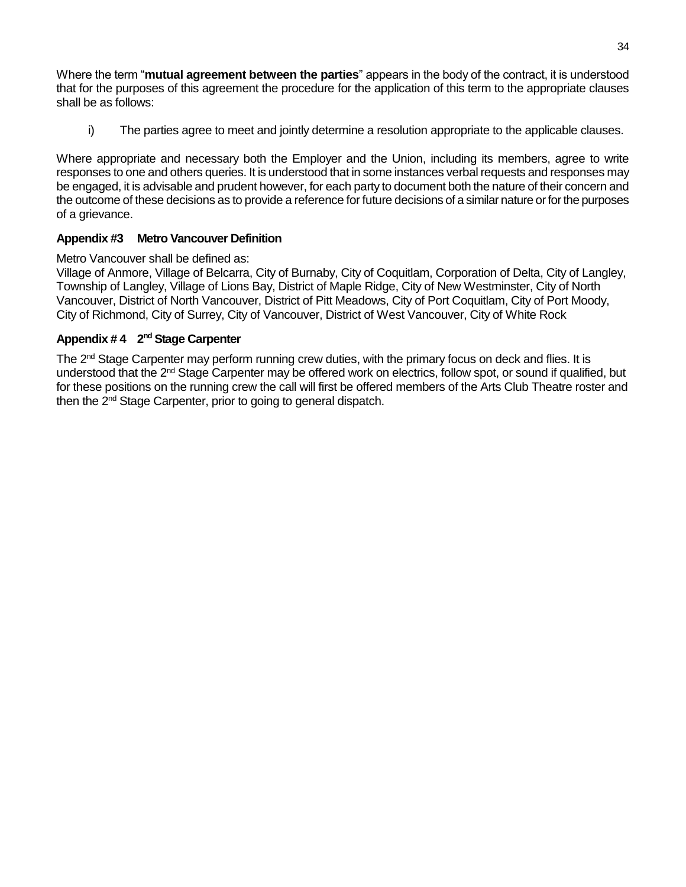Where the term "**mutual agreement between the parties**" appears in the body of the contract, it is understood that for the purposes of this agreement the procedure for the application of this term to the appropriate clauses shall be as follows:

i) The parties agree to meet and jointly determine a resolution appropriate to the applicable clauses.

Where appropriate and necessary both the Employer and the Union, including its members, agree to write responses to one and others queries. It is understood that in some instances verbal requests and responses may be engaged, it is advisable and prudent however, for each party to document both the nature of their concern and the outcome of these decisions as to provide a reference for future decisions of a similar nature or for the purposes of a grievance.

### Appendix #3 Metro Vancouver Definition

Metro Vancouver shall be defined as:
Village of Anmore, Village of Belcarra, City of Burnaby, City of Coquitlam, Corporation of Delta, City of Langley, Township of Langley, Village of Lions Bay, District of Maple Ridge, City of New Westminster, City of North Vancouver, District of North Vancouver, District of Pitt Meadows, City of Port Coquitlam, City of Port Moody, City of Richmond, City of Surrey, City of Vancouver, District of West Vancouver, City of White Rock

### Appendix # 4 2nd Stage Carpenter

The 2nd Stage Carpenter may perform running crew duties, with the primary focus on deck and flies. It is understood that the 2nd Stage Carpenter may be offered work on electrics, follow spot, or sound if qualified, but for these positions on the running crew the call will first be offered members of the Arts Club Theatre roster and then the 2nd Stage Carpenter, prior to going to general dispatch.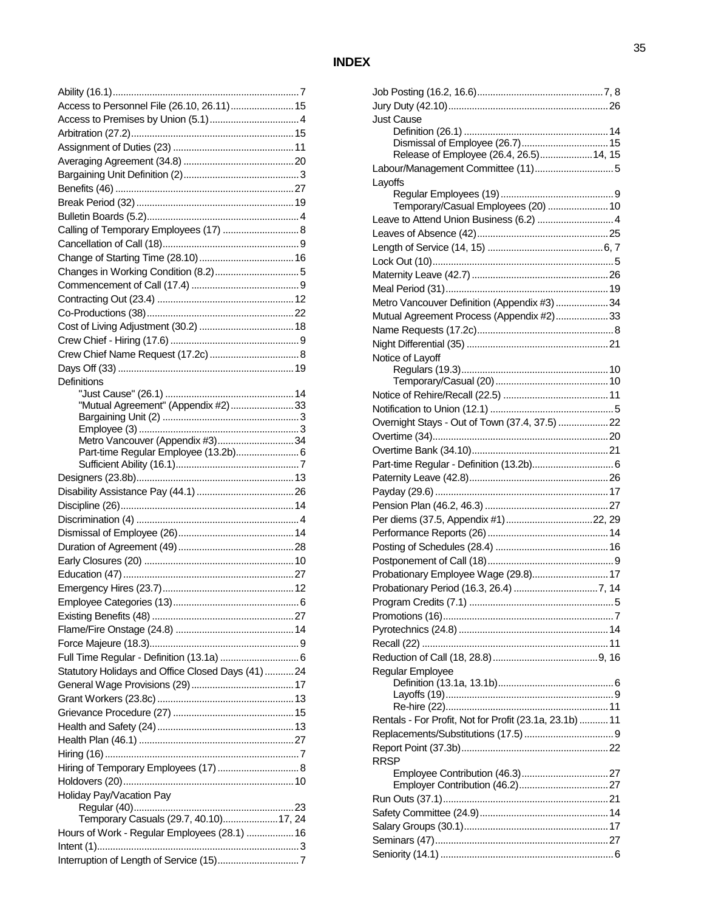# INDEX

Ability (16.1) ... 7
Access to Personnel File (26.10, 26.11) ... 15
Access to Premises by Union (5.1) ... 4
Arbitration (27.2) ... 15
Assignment of Duties (23) ... 11
Averaging Agreement (34.8) ... 20
Bargaining Unit Definition (2) ... 3
Benefits (46) ... 27
Break Period (32) ... 19
Bulletin Boards (5.2) ... 4
Calling of Temporary Employees (17) ... 8
Cancellation of Call (18) ... 9
Change of Starting Time (28.10) ... 16
Changes in Working Condition (8.2) ... 5
Commencement of Call (17.4) ... 9
Contracting Out (23.4) ... 12
Co-Productions (38) ... 22
Cost of Living Adjustment (30.2) ... 18
Crew Chief - Hiring (17.6) ... 9
Crew Chief Name Request (17.2c) ... 8
Days Off (33) ... 19
Definitions
- "Just Cause" (26.1) ... 14
- "Mutual Agreement" (Appendix #2) ... 33
- Bargaining Unit (2) ... 3
- Employee (3) ... 3
- Metro Vancouver (Appendix #3) ... 34
- Part-time Regular Employee (13.2b) ... 6
- Sufficient Ability (16.1) ... 7

Designers (23.8b) ... 13
Disability Assistance Pay (44.1) ... 26
Discipline (26) ... 14
Discrimination (4) ... 4
Dismissal of Employee (26) ... 14
Duration of Agreement (49) ... 28
Early Closures (20) ... 10
Education (47) ... 27
Emergency Hires (23.7) ... 12
Employee Categories (13) ... 6
Existing Benefits (48) ... 27
Flame/Fire Onstage (24.8) ... 14
Force Majeure (18.3) ... 9
Full Time Regular - Definition (13.1a) ... 6
Statutory Holidays and Office Closed Days (41) ... 24
General Wage Provisions (29) ... 17
Grant Workers (23.8c) ... 13
Grievance Procedure (27) ... 15
Health and Safety (24) ... 13
Health Plan (46.1) ... 27
Hiring (16) ... 7
Hiring of Temporary Employees (17) ... 8
Holdovers (20) ... 10
Holiday Pay/Vacation Pay
- Regular (40) ... 23
- Temporary Casuals (29.7, 40.10) ... 17, 24

Hours of Work - Regular Employees (28.1) ... 16
Intent (1) ... 3
Interruption of Length of Service (15) ... 7
Job Posting (16.2, 16.6) ... 7, 8
Jury Duty (42.10) ... 26
Just Cause
- Definition (26.1) ... 14
- Dismissal of Employee (26.7) ... 15
- Release of Employee (26.4, 26.5) ... 14, 15

Labour/Management Committee (11) ... 5
Layoffs
- Regular Employees (19) ... 9
- Temporary/Casual Employees (20) ... 10

Leave to Attend Union Business (6.2) ... 4
Leaves of Absence (42) ... 25
Length of Service (14, 15) ... 6, 7
Lock Out (10) ... 5
Maternity Leave (42.7) ... 26
Meal Period (31) ... 19
Metro Vancouver Definition (Appendix #3) ... 34
Mutual Agreement Process (Appendix #2) ... 33
Name Requests (17.2c) ... 8
Night Differential (35) ... 21
Notice of Layoff
- Regulars (19.3) ... 10
- Temporary/Casual (20) ... 10

Notice of Rehire/Recall (22.5) ... 11
Notification to Union (12.1) ... 5
Overnight Stays - Out of Town (37.4, 37.5) ... 22
Overtime (34) ... 20
Overtime Bank (34.10) ... 21
Part-time Regular - Definition (13.2b) ... 6
Paternity Leave (42.8) ... 26
Payday (29.6) ... 17
Pension Plan (46.2, 46.3) ... 27
Per diems (37.5, Appendix #1) ... 22, 29
Performance Reports (26) ... 14
Posting of Schedules (28.4) ... 16
Postponement of Call (18) ... 9
Probationary Employee Wage (29.8) ... 17
Probationary Period (16.3, 26.4) ... 7, 14
Program Credits (7.1) ... 5
Promotions (16) ... 7
Pyrotechnics (24.8) ... 14
Recall (22) ... 11
Reduction of Call (18, 28.8) ... 9, 16
Regular Employee
- Definition (13.1a, 13.1b) ... 6
- Layoffs (19) ... 9
- Re-hire (22) ... 11

Rentals - For Profit, Not for Profit (23.1a, 23.1b) ... 11
Replacements/Substitutions (17.5) ... 9
Report Point (37.3b) ... 22
RRSP
- Employee Contribution (46.3) ... 27
- Employer Contribution (46.2) ... 27

Run Outs (37.1) ... 21
Safety Committee (24.9) ... 14
Salary Groups (30.1) ... 17
Seminars (47) ... 27
Seniority (14.1) ... 6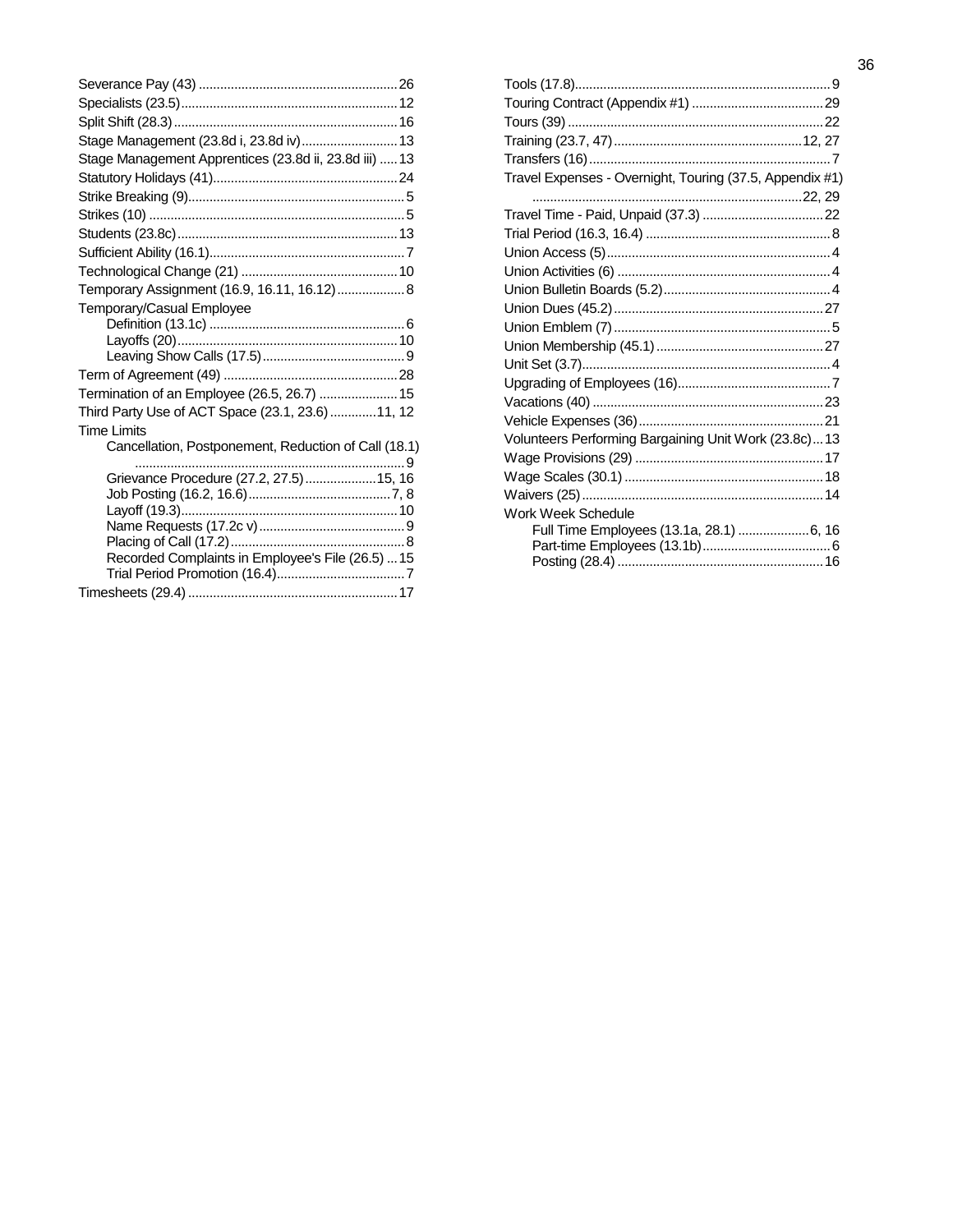Severance Pay (43) ........................................................ 26
Specialists (23.5)............................................................ 12
Split Shift (28.3)............................................................. 16
Stage Management (23.8d i, 23.8d iv)........................... 13
Stage Management Apprentices (23.8d ii, 23.8d iii) ..... 13
Statutory Holidays (41).................................................... 24
Strike Breaking (9)............................................................ 5
Strikes (10) ........................................................................ 5
Students (23.8c).............................................................. 13
Sufficient Ability (16.1)....................................................... 7
Technological Change (21) ............................................ 10
Temporary Assignment (16.9, 16.11, 16.12)................... 8
Temporary/Casual Employee
- Definition (13.1c) ....................................................... 6
- Layoffs (20).............................................................. 10
- Leaving Show Calls (17.5)........................................ 9

Term of Agreement (49) ................................................. 28
Termination of an Employee (26.5, 26.7) ...................... 15
Third Party Use of ACT Space (23.1, 23.6) ............11, 12
Time Limits
- Cancellation, Postponement, Reduction of Call (18.1) ........................................................................ 9
- Grievance Procedure (27.2, 27.5)....................15, 16
- Job Posting (16.2, 16.6)........................................7, 8
- Layoff (19.3)............................................................. 10
- Name Requests (17.2c v)......................................... 9
- Placing of Call (17.2)................................................. 8
- Recorded Complaints in Employee's File (26.5) ... 15
- Trial Period Promotion (16.4).................................... 7

Timesheets (29.4) ........................................................... 17
Tools (17.8)........................................................................ 9
Touring Contract (Appendix #1) ..................................... 29
Tours (39) ........................................................................ 22
Training (23.7, 47)......................................................12, 27
Transfers (16).................................................................... 7
Travel Expenses - Overnight, Touring (37.5, Appendix #1) ...........................................................................22, 29
Travel Time - Paid, Unpaid (37.3) .................................. 22
Trial Period (16.3, 16.4) .................................................... 8
Union Access (5)............................................................... 4
Union Activities (6) ............................................................ 4
Union Bulletin Boards (5.2)............................................... 4
Union Dues (45.2)........................................................... 27
Union Emblem (7)............................................................. 5
Union Membership (45.1)............................................... 27
Unit Set (3.7)...................................................................... 4
Upgrading of Employees (16)........................................... 7
Vacations (40) ................................................................. 23
Vehicle Expenses (36).................................................... 21
Volunteers Performing Bargaining Unit Work (23.8c)... 13
Wage Provisions (29) ..................................................... 17
Wage Scales (30.1) ........................................................ 18
Waivers (25)..................................................................... 14
Work Week Schedule
- Full Time Employees (13.1a, 28.1) ....................6, 16
- Part-time Employees (13.1b).................................... 6
- Posting (28.4) .......................................................... 16